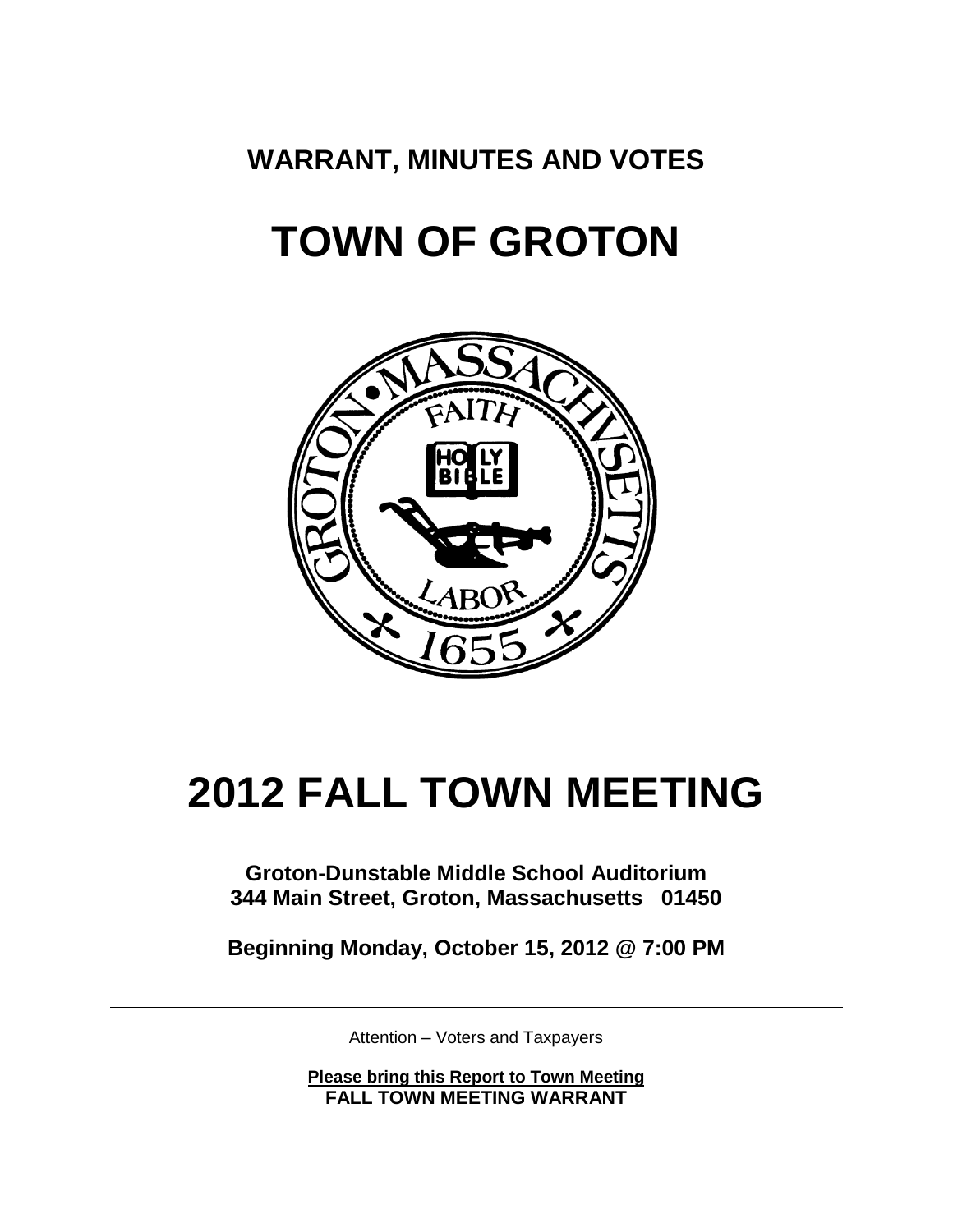**WARRANT, MINUTES AND VOTES**

# TOWN OF GROTON

# 2012 FALL TOWN MEETING

**Groton-Dunstable Middle School Auditorium**
**344 Main Street, Groton, Massachusetts 01450**

**Beginning Monday, October 15, 2012 @ 7:00 PM**

---

Attention – Voters and Taxpayers

**Please bring this Report to Town Meeting**
**FALL TOWN MEETING WARRANT**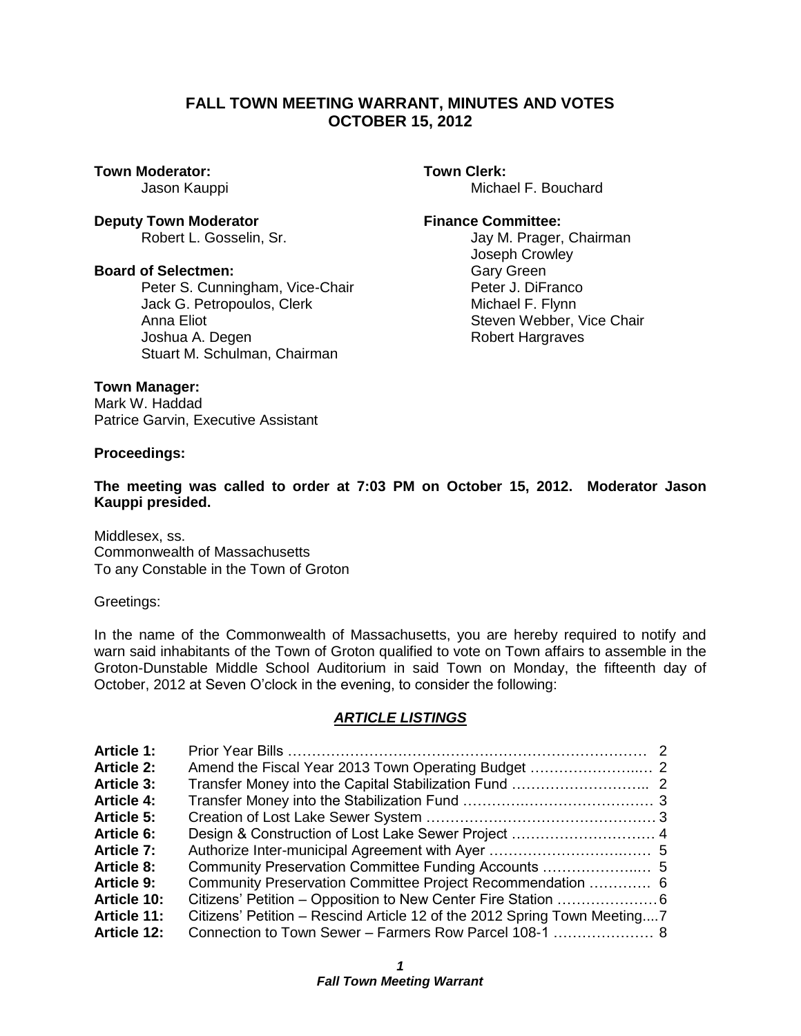# FALL TOWN MEETING WARRANT, MINUTES AND VOTES
# OCTOBER 15, 2012

**Town Moderator:**
Jason Kauppi

**Deputy Town Moderator**
Robert L. Gosselin, Sr.

**Board of Selectmen:**
Peter S. Cunningham, Vice-Chair
Jack G. Petropoulos, Clerk
Anna Eliot
Joshua A. Degen
Stuart M. Schulman, Chairman

**Town Clerk:**
Michael F. Bouchard

**Finance Committee:**
Jay M. Prager, Chairman
Joseph Crowley
Gary Green
Peter J. DiFranco
Michael F. Flynn
Steven Webber, Vice Chair
Robert Hargraves

**Town Manager:**
Mark W. Haddad
Patrice Garvin, Executive Assistant

**Proceedings:**

**The meeting was called to order at 7:03 PM on October 15, 2012. Moderator Jason Kauppi presided.**

Middlesex, ss.
Commonwealth of Massachusetts
To any Constable in the Town of Groton

Greetings:

In the name of the Commonwealth of Massachusetts, you are hereby required to notify and warn said inhabitants of the Town of Groton qualified to vote on Town affairs to assemble in the Groton-Dunstable Middle School Auditorium in said Town on Monday, the fifteenth day of October, 2012 at Seven O'clock in the evening, to consider the following:

## ***ARTICLE LISTINGS***

| | | |
|---|---|---|
| **Article 1:** | Prior Year Bills | 2 |
| **Article 2:** | Amend the Fiscal Year 2013 Town Operating Budget | 2 |
| **Article 3:** | Transfer Money into the Capital Stabilization Fund | 2 |
| **Article 4:** | Transfer Money into the Stabilization Fund | 3 |
| **Article 5:** | Creation of Lost Lake Sewer System | 3 |
| **Article 6:** | Design & Construction of Lost Lake Sewer Project | 4 |
| **Article 7:** | Authorize Inter-municipal Agreement with Ayer | 5 |
| **Article 8:** | Community Preservation Committee Funding Accounts | 5 |
| **Article 9:** | Community Preservation Committee Project Recommendation | 6 |
| **Article 10:** | Citizens' Petition – Opposition to New Center Fire Station | 6 |
| **Article 11:** | Citizens' Petition – Rescind Article 12 of the 2012 Spring Town Meeting | 7 |
| **Article 12:** | Connection to Town Sewer – Farmers Row Parcel 108-1 | 8 |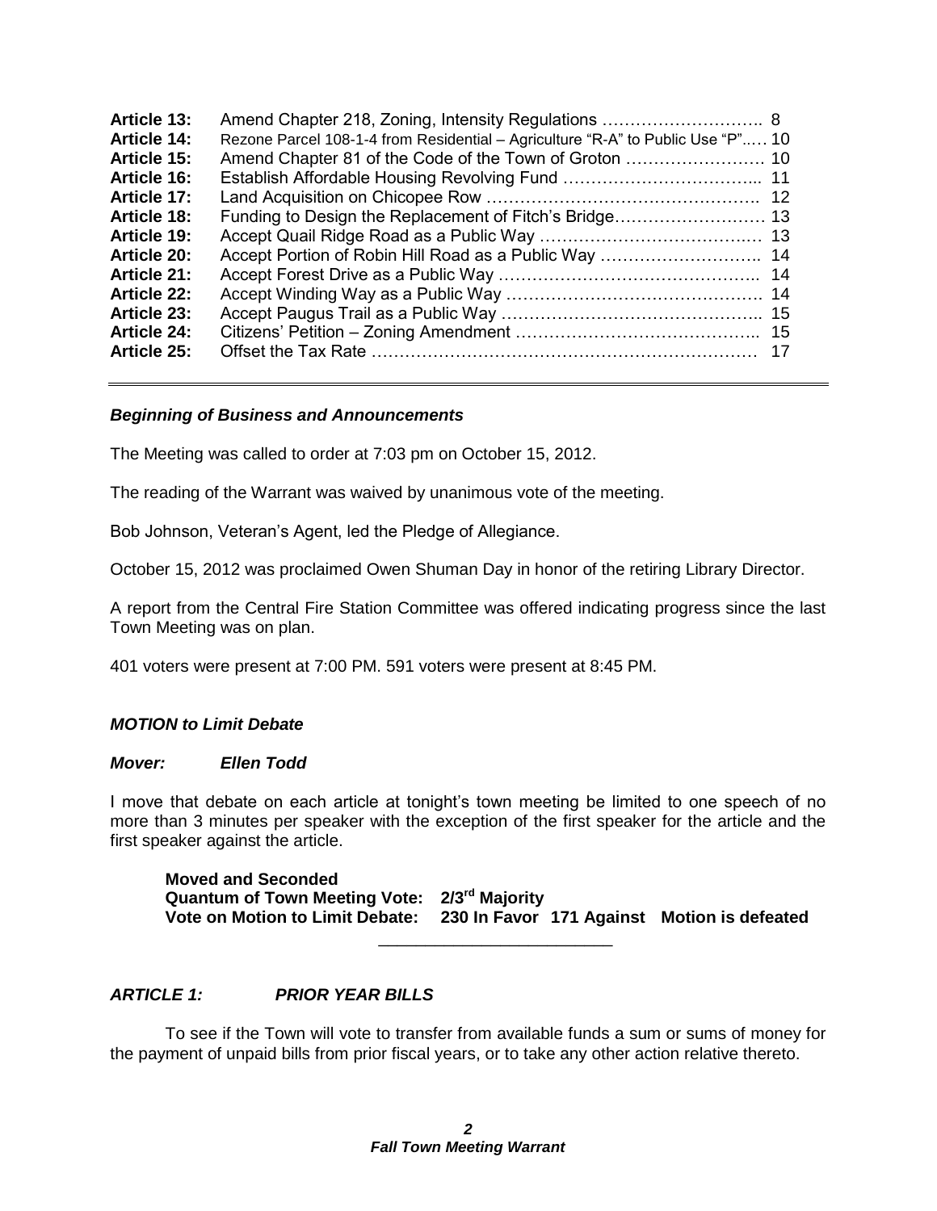| | | |
|---|---|---|
| **Article 13:** | Amend Chapter 218, Zoning, Intensity Regulations ……………………….. | 8 |
| **Article 14:** | Rezone Parcel 108-1-4 from Residential – Agriculture "R-A" to Public Use "P"..… | 10 |
| **Article 15:** | Amend Chapter 81 of the Code of the Town of Groton ……………………. | 10 |
| **Article 16:** | Establish Affordable Housing Revolving Fund …………………………….. | 11 |
| **Article 17:** | Land Acquisition on Chicopee Row ………………………………………. | 12 |
| **Article 18:** | Funding to Design the Replacement of Fitch's Bridge……………………… | 13 |
| **Article 19:** | Accept Quail Ridge Road as a Public Way ……………………………….… | 13 |
| **Article 20:** | Accept Portion of Robin Hill Road as a Public Way ……………………….. | 14 |
| **Article 21:** | Accept Forest Drive as a Public Way ……………………………………….. | 14 |
| **Article 22:** | Accept Winding Way as a Public Way ………………………………………. | 14 |
| **Article 23:** | Accept Paugus Trail as a Public Way ……………………………………….. | 15 |
| **Article 24:** | Citizens' Petition – Zoning Amendment …………………………………….. | 15 |
| **Article 25:** | Offset the Tax Rate …………………………………………………………… | 17 |

---

***Beginning of Business and Announcements***

The Meeting was called to order at 7:03 pm on October 15, 2012.

The reading of the Warrant was waived by unanimous vote of the meeting.

Bob Johnson, Veteran's Agent, led the Pledge of Allegiance.

October 15, 2012 was proclaimed Owen Shuman Day in honor of the retiring Library Director.

A report from the Central Fire Station Committee was offered indicating progress since the last Town Meeting was on plan.

401 voters were present at 7:00 PM. 591 voters were present at 8:45 PM.

***MOTION to Limit Debate***

***Mover: Ellen Todd***

I move that debate on each article at tonight's town meeting be limited to one speech of no more than 3 minutes per speaker with the exception of the first speaker for the article and the first speaker against the article.

**Moved and Seconded**
**Quantum of Town Meeting Vote: 2/3rd Majority**
**Vote on Motion to Limit Debate: 230 In Favor 171 Against Motion is defeated**

---

***ARTICLE 1: PRIOR YEAR BILLS***

To see if the Town will vote to transfer from available funds a sum or sums of money for the payment of unpaid bills from prior fiscal years, or to take any other action relative thereto.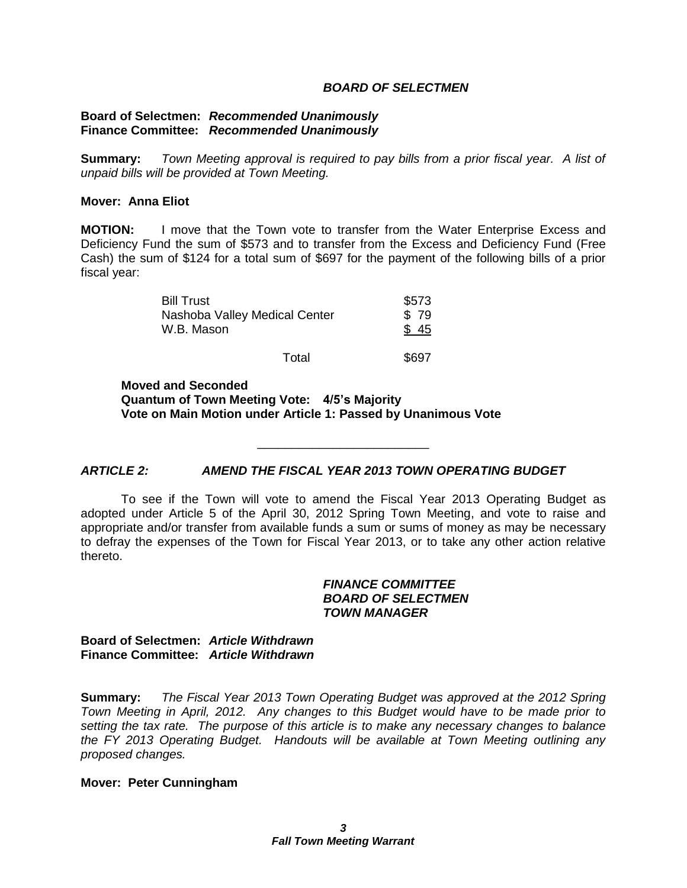*BOARD OF SELECTMEN*

**Board of Selectmen:** ***Recommended Unanimously***
**Finance Committee:** ***Recommended Unanimously***

**Summary:** *Town Meeting approval is required to pay bills from a prior fiscal year. A list of unpaid bills will be provided at Town Meeting.*

**Mover: Anna Eliot**

**MOTION:** I move that the Town vote to transfer from the Water Enterprise Excess and Deficiency Fund the sum of $573 and to transfer from the Excess and Deficiency Fund (Free Cash) the sum of $124 for a total sum of $697 for the payment of the following bills of a prior fiscal year:

| | |
|---|---|
| Bill Trust | $573 |
| Nashoba Valley Medical Center | $ 79 |
| W.B. Mason | $ 45 |
| Total | $697 |

**Moved and Seconded**
**Quantum of Town Meeting Vote: 4/5's Majority**
**Vote on Main Motion under Article 1: Passed by Unanimous Vote**

---

## *ARTICLE 2: AMEND THE FISCAL YEAR 2013 TOWN OPERATING BUDGET*

To see if the Town will vote to amend the Fiscal Year 2013 Operating Budget as adopted under Article 5 of the April 30, 2012 Spring Town Meeting, and vote to raise and appropriate and/or transfer from available funds a sum or sums of money as may be necessary to defray the expenses of the Town for Fiscal Year 2013, or to take any other action relative thereto.

*FINANCE COMMITTEE*
*BOARD OF SELECTMEN*
*TOWN MANAGER*

**Board of Selectmen:** ***Article Withdrawn***
**Finance Committee:** ***Article Withdrawn***

**Summary:** *The Fiscal Year 2013 Town Operating Budget was approved at the 2012 Spring Town Meeting in April, 2012. Any changes to this Budget would have to be made prior to setting the tax rate. The purpose of this article is to make any necessary changes to balance the FY 2013 Operating Budget. Handouts will be available at Town Meeting outlining any proposed changes.*

**Mover: Peter Cunningham**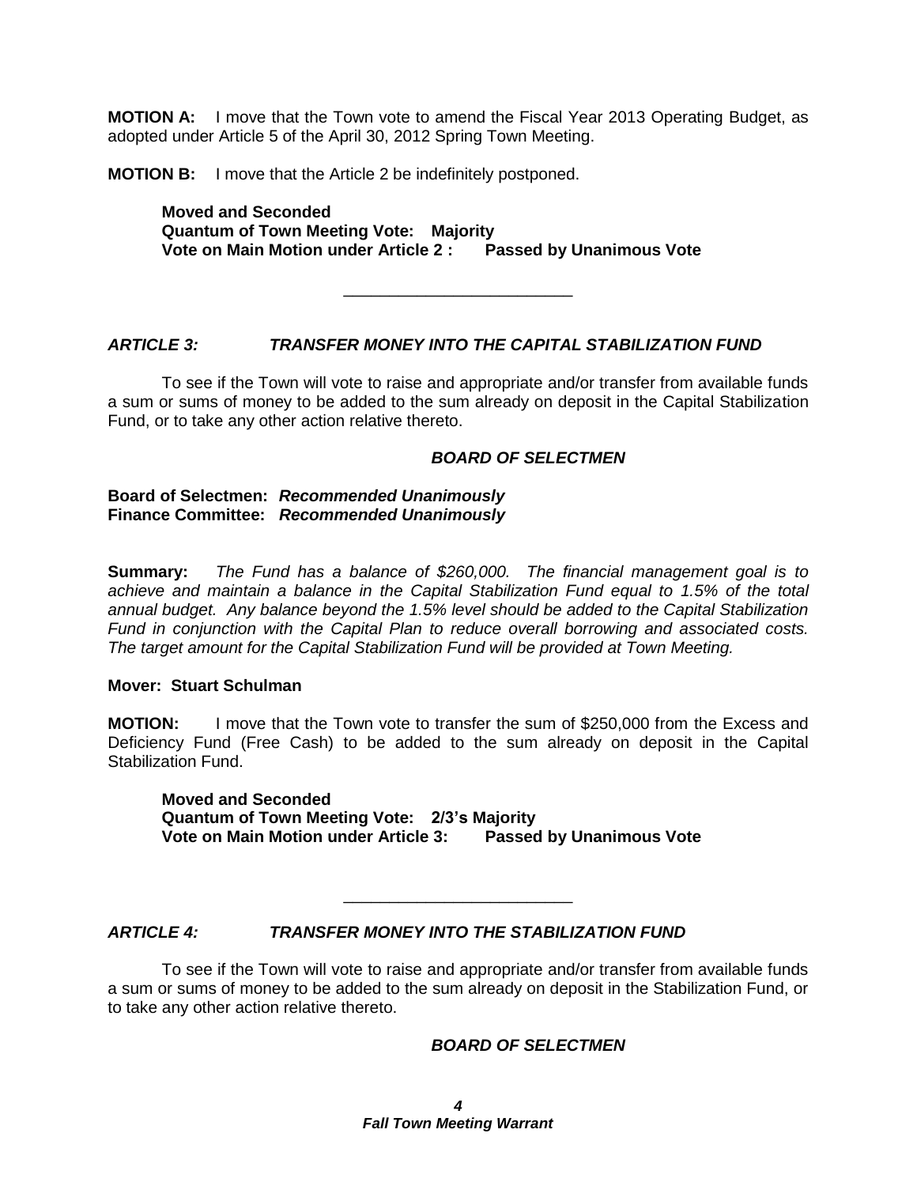**MOTION A:** I move that the Town vote to amend the Fiscal Year 2013 Operating Budget, as adopted under Article 5 of the April 30, 2012 Spring Town Meeting.

**MOTION B:** I move that the Article 2 be indefinitely postponed.

**Moved and Seconded**
**Quantum of Town Meeting Vote: Majority**
**Vote on Main Motion under Article 2 : Passed by Unanimous Vote**

---

### *ARTICLE 3: TRANSFER MONEY INTO THE CAPITAL STABILIZATION FUND*

To see if the Town will vote to raise and appropriate and/or transfer from available funds a sum or sums of money to be added to the sum already on deposit in the Capital Stabilization Fund, or to take any other action relative thereto.

***BOARD OF SELECTMEN***

**Board of Selectmen:** ***Recommended Unanimously***
**Finance Committee:** ***Recommended Unanimously***

**Summary:** *The Fund has a balance of $260,000. The financial management goal is to achieve and maintain a balance in the Capital Stabilization Fund equal to 1.5% of the total annual budget. Any balance beyond the 1.5% level should be added to the Capital Stabilization Fund in conjunction with the Capital Plan to reduce overall borrowing and associated costs. The target amount for the Capital Stabilization Fund will be provided at Town Meeting.*

**Mover: Stuart Schulman**

**MOTION:** I move that the Town vote to transfer the sum of $250,000 from the Excess and Deficiency Fund (Free Cash) to be added to the sum already on deposit in the Capital Stabilization Fund.

**Moved and Seconded**
**Quantum of Town Meeting Vote: 2/3's Majority**
**Vote on Main Motion under Article 3: Passed by Unanimous Vote**

---

### *ARTICLE 4: TRANSFER MONEY INTO THE STABILIZATION FUND*

To see if the Town will vote to raise and appropriate and/or transfer from available funds a sum or sums of money to be added to the sum already on deposit in the Stabilization Fund, or to take any other action relative thereto.

***BOARD OF SELECTMEN***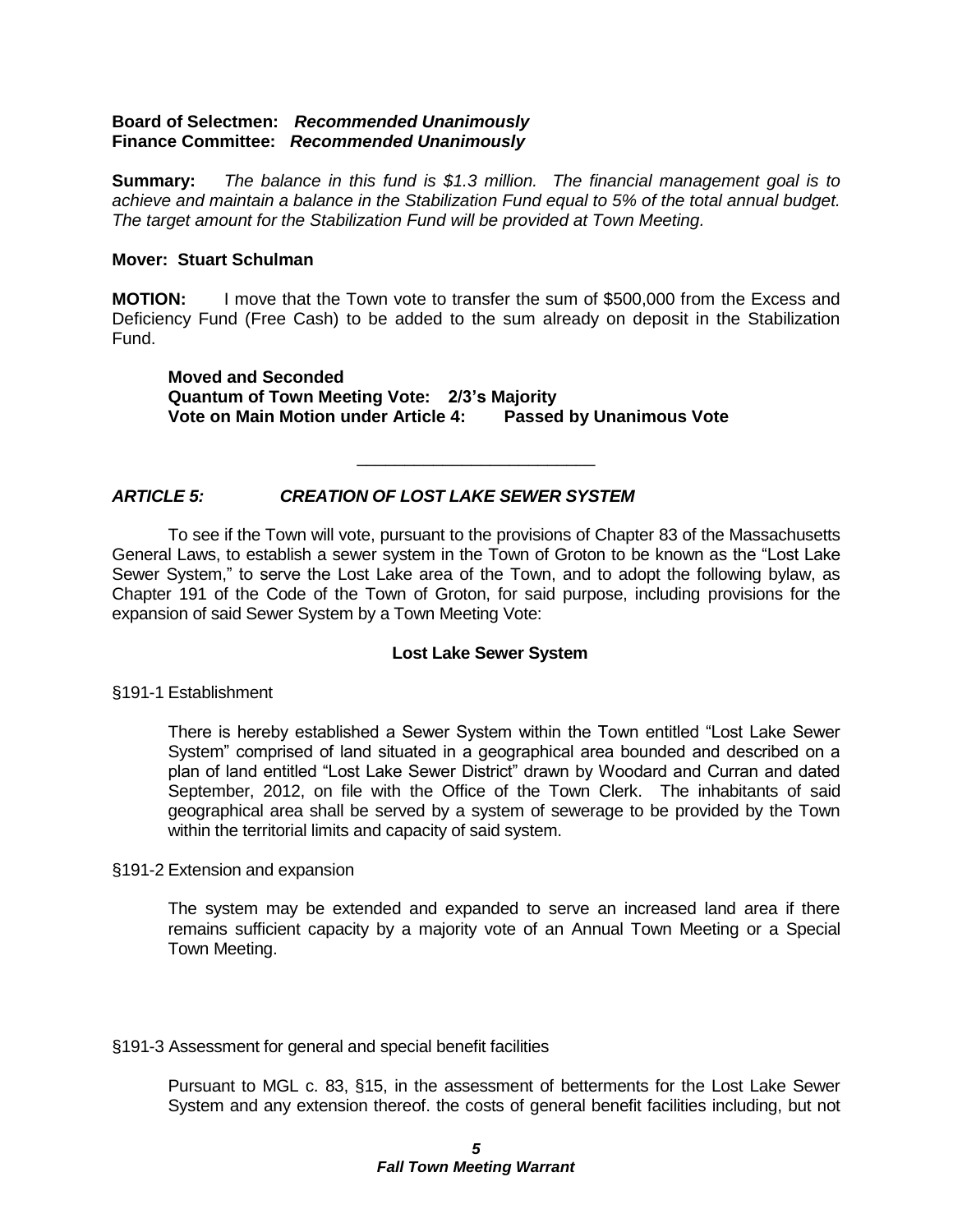**Board of Selectmen:** ***Recommended Unanimously***
**Finance Committee:** ***Recommended Unanimously***

**Summary:** *The balance in this fund is $1.3 million. The financial management goal is to achieve and maintain a balance in the Stabilization Fund equal to 5% of the total annual budget. The target amount for the Stabilization Fund will be provided at Town Meeting.*

**Mover: Stuart Schulman**

**MOTION:** I move that the Town vote to transfer the sum of $500,000 from the Excess and Deficiency Fund (Free Cash) to be added to the sum already on deposit in the Stabilization Fund.

> **Moved and Seconded**
> **Quantum of Town Meeting Vote: 2/3's Majority**
> **Vote on Main Motion under Article 4: Passed by Unanimous Vote**

---

### *ARTICLE 5: CREATION OF LOST LAKE SEWER SYSTEM*

To see if the Town will vote, pursuant to the provisions of Chapter 83 of the Massachusetts General Laws, to establish a sewer system in the Town of Groton to be known as the "Lost Lake Sewer System," to serve the Lost Lake area of the Town, and to adopt the following bylaw, as Chapter 191 of the Code of the Town of Groton, for said purpose, including provisions for the expansion of said Sewer System by a Town Meeting Vote:

**Lost Lake Sewer System**

§191-1 Establishment

There is hereby established a Sewer System within the Town entitled "Lost Lake Sewer System" comprised of land situated in a geographical area bounded and described on a plan of land entitled "Lost Lake Sewer District" drawn by Woodard and Curran and dated September, 2012, on file with the Office of the Town Clerk. The inhabitants of said geographical area shall be served by a system of sewerage to be provided by the Town within the territorial limits and capacity of said system.

§191-2 Extension and expansion

The system may be extended and expanded to serve an increased land area if there remains sufficient capacity by a majority vote of an Annual Town Meeting or a Special Town Meeting.

§191-3 Assessment for general and special benefit facilities

Pursuant to MGL c. 83, §15, in the assessment of betterments for the Lost Lake Sewer System and any extension thereof. the costs of general benefit facilities including, but not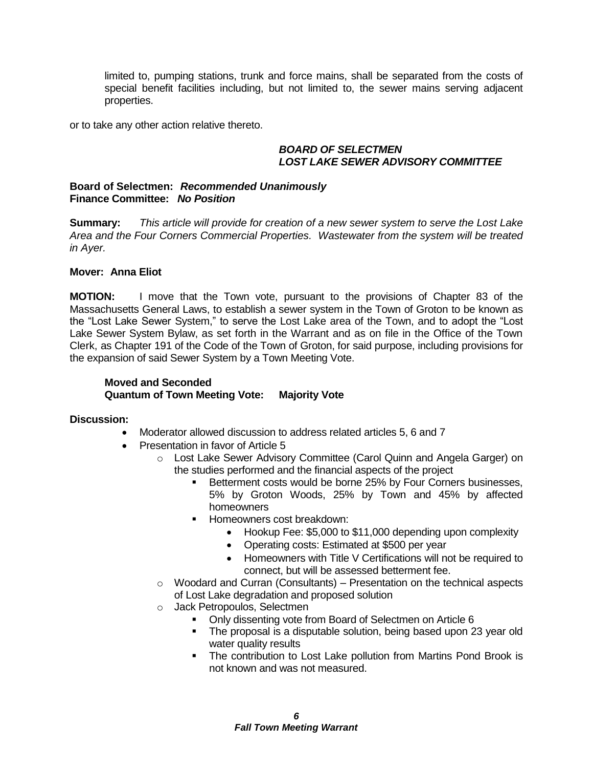limited to, pumping stations, trunk and force mains, shall be separated from the costs of special benefit facilities including, but not limited to, the sewer mains serving adjacent properties.

or to take any other action relative thereto.

***BOARD OF SELECTMEN***
***LOST LAKE SEWER ADVISORY COMMITTEE***

**Board of Selectmen:** ***Recommended Unanimously***
**Finance Committee:** ***No Position***

**Summary:** *This article will provide for creation of a new sewer system to serve the Lost Lake Area and the Four Corners Commercial Properties. Wastewater from the system will be treated in Ayer.*

**Mover: Anna Eliot**

**MOTION:** I move that the Town vote, pursuant to the provisions of Chapter 83 of the Massachusetts General Laws, to establish a sewer system in the Town of Groton to be known as the "Lost Lake Sewer System," to serve the Lost Lake area of the Town, and to adopt the "Lost Lake Sewer System Bylaw, as set forth in the Warrant and as on file in the Office of the Town Clerk, as Chapter 191 of the Code of the Town of Groton, for said purpose, including provisions for the expansion of said Sewer System by a Town Meeting Vote.

**Moved and Seconded**
**Quantum of Town Meeting Vote: Majority Vote**

**Discussion:**

- Moderator allowed discussion to address related articles 5, 6 and 7
- Presentation in favor of Article 5
  - Lost Lake Sewer Advisory Committee (Carol Quinn and Angela Garger) on the studies performed and the financial aspects of the project
    - Betterment costs would be borne 25% by Four Corners businesses, 5% by Groton Woods, 25% by Town and 45% by affected homeowners
    - Homeowners cost breakdown:
      - Hookup Fee: $5,000 to $11,000 depending upon complexity
      - Operating costs: Estimated at $500 per year
      - Homeowners with Title V Certifications will not be required to connect, but will be assessed betterment fee.
  - Woodard and Curran (Consultants) – Presentation on the technical aspects of Lost Lake degradation and proposed solution
  - Jack Petropoulos, Selectmen
    - Only dissenting vote from Board of Selectmen on Article 6
    - The proposal is a disputable solution, being based upon 23 year old water quality results
    - The contribution to Lost Lake pollution from Martins Pond Brook is not known and was not measured.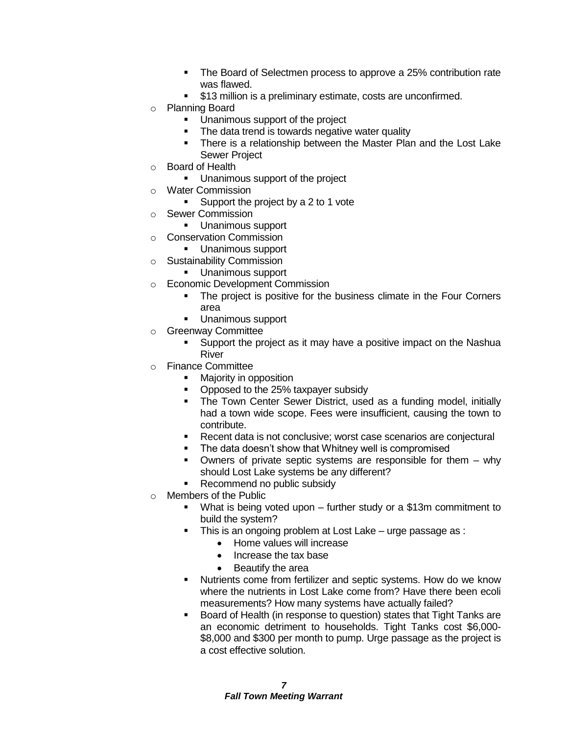- The Board of Selectmen process to approve a 25% contribution rate was flawed.
  - $13 million is a preliminary estimate, costs are unconfirmed.
- Planning Board
  - Unanimous support of the project
  - The data trend is towards negative water quality
  - There is a relationship between the Master Plan and the Lost Lake Sewer Project
- Board of Health
  - Unanimous support of the project
- Water Commission
  - Support the project by a 2 to 1 vote
- Sewer Commission
  - Unanimous support
- Conservation Commission
  - Unanimous support
- Sustainability Commission
  - Unanimous support
- Economic Development Commission
  - The project is positive for the business climate in the Four Corners area
  - Unanimous support
- Greenway Committee
  - Support the project as it may have a positive impact on the Nashua River
- Finance Committee
  - Majority in opposition
  - Opposed to the 25% taxpayer subsidy
  - The Town Center Sewer District, used as a funding model, initially had a town wide scope. Fees were insufficient, causing the town to contribute.
  - Recent data is not conclusive; worst case scenarios are conjectural
  - The data doesn't show that Whitney well is compromised
  - Owners of private septic systems are responsible for them – why should Lost Lake systems be any different?
  - Recommend no public subsidy
- Members of the Public
  - What is being voted upon – further study or a $13m commitment to build the system?
  - This is an ongoing problem at Lost Lake – urge passage as :
    - Home values will increase
    - Increase the tax base
    - Beautify the area
  - Nutrients come from fertilizer and septic systems. How do we know where the nutrients in Lost Lake come from? Have there been ecoli measurements? How many systems have actually failed?
  - Board of Health (in response to question) states that Tight Tanks are an economic detriment to households. Tight Tanks cost $6,000-$8,000 and $300 per month to pump. Urge passage as the project is a cost effective solution.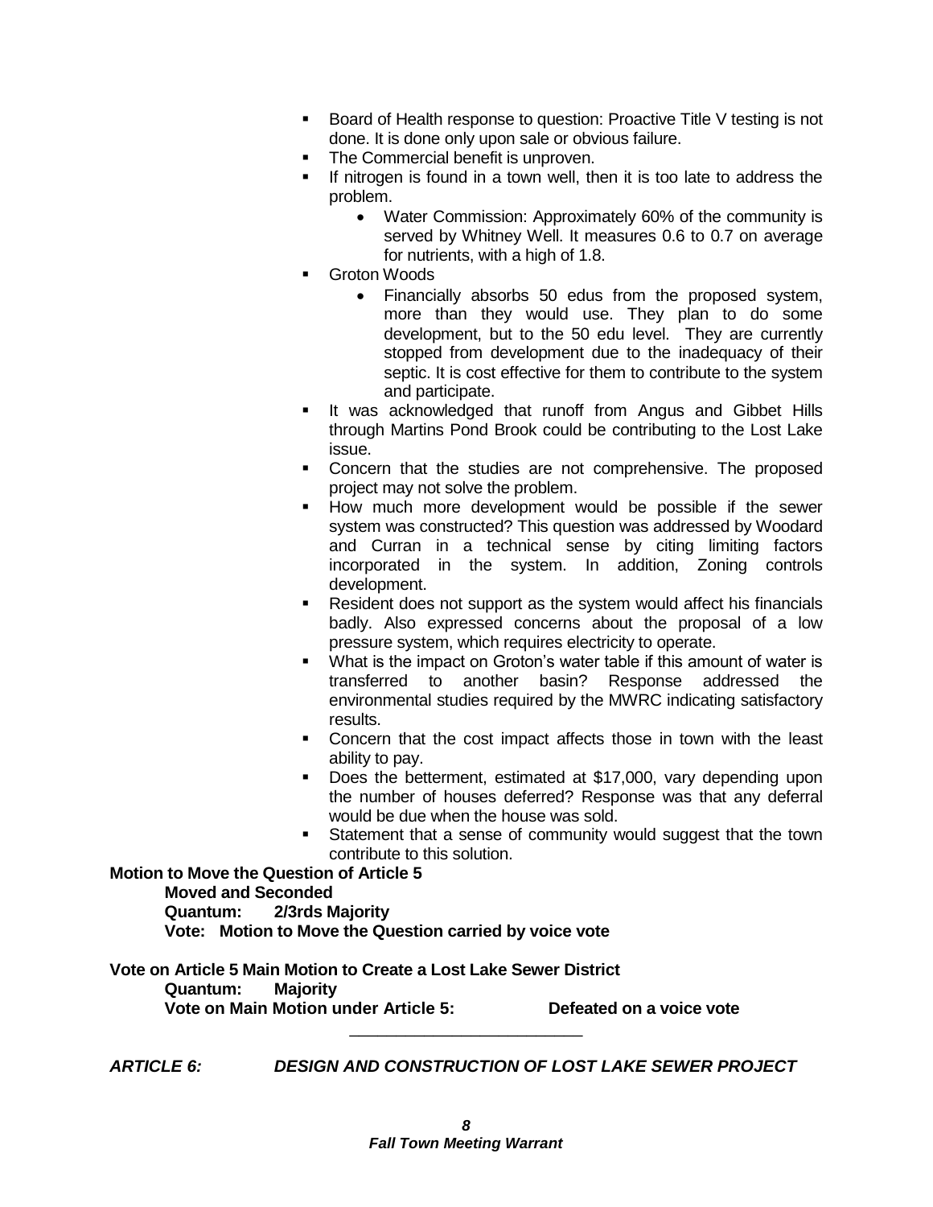- Board of Health response to question: Proactive Title V testing is not done. It is done only upon sale or obvious failure.
- The Commercial benefit is unproven.
- If nitrogen is found in a town well, then it is too late to address the problem.
    - Water Commission: Approximately 60% of the community is served by Whitney Well. It measures 0.6 to 0.7 on average for nutrients, with a high of 1.8.
- Groton Woods
    - Financially absorbs 50 edus from the proposed system, more than they would use. They plan to do some development, but to the 50 edu level. They are currently stopped from development due to the inadequacy of their septic. It is cost effective for them to contribute to the system and participate.
- It was acknowledged that runoff from Angus and Gibbet Hills through Martins Pond Brook could be contributing to the Lost Lake issue.
- Concern that the studies are not comprehensive. The proposed project may not solve the problem.
- How much more development would be possible if the sewer system was constructed? This question was addressed by Woodard and Curran in a technical sense by citing limiting factors incorporated in the system. In addition, Zoning controls development.
- Resident does not support as the system would affect his financials badly. Also expressed concerns about the proposal of a low pressure system, which requires electricity to operate.
- What is the impact on Groton's water table if this amount of water is transferred to another basin? Response addressed the environmental studies required by the MWRC indicating satisfactory results.
- Concern that the cost impact affects those in town with the least ability to pay.
- Does the betterment, estimated at $17,000, vary depending upon the number of houses deferred? Response was that any deferral would be due when the house was sold.
- Statement that a sense of community would suggest that the town contribute to this solution.

**Motion to Move the Question of Article 5**

**Moved and Seconded**

**Quantum: 2/3rds Majority**

**Vote: Motion to Move the Question carried by voice vote**

**Vote on Article 5 Main Motion to Create a Lost Lake Sewer District**

**Quantum: Majority**

**Vote on Main Motion under Article 5: Defeated on a voice vote**

---

***ARTICLE 6: DESIGN AND CONSTRUCTION OF LOST LAKE SEWER PROJECT***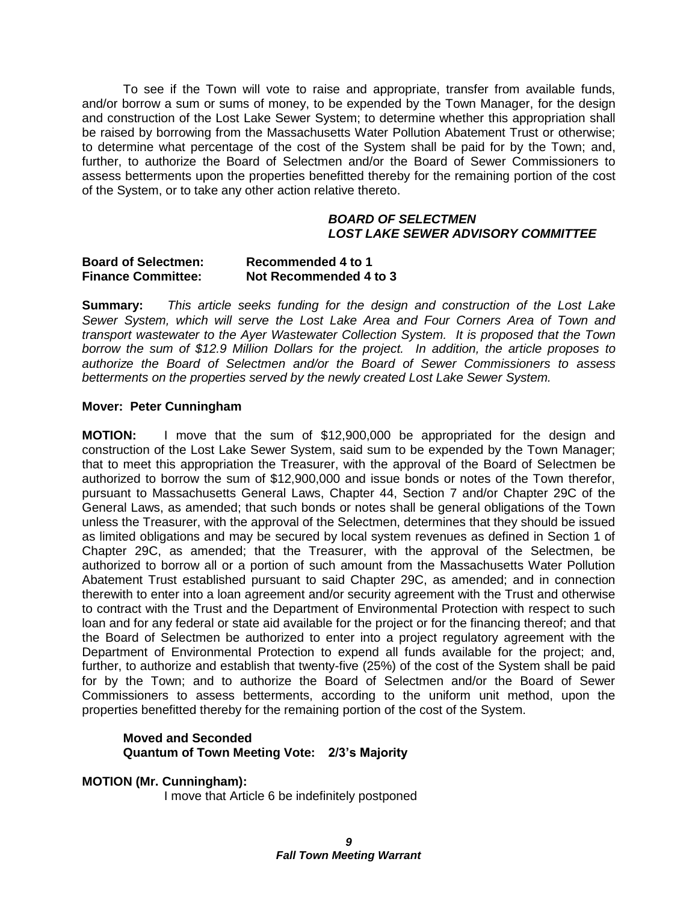To see if the Town will vote to raise and appropriate, transfer from available funds, and/or borrow a sum or sums of money, to be expended by the Town Manager, for the design and construction of the Lost Lake Sewer System; to determine whether this appropriation shall be raised by borrowing from the Massachusetts Water Pollution Abatement Trust or otherwise; to determine what percentage of the cost of the System shall be paid for by the Town; and, further, to authorize the Board of Selectmen and/or the Board of Sewer Commissioners to assess betterments upon the properties benefitted thereby for the remaining portion of the cost of the System, or to take any other action relative thereto.

***BOARD OF SELECTMEN***
***LOST LAKE SEWER ADVISORY COMMITTEE***

**Board of Selectmen:** **Recommended 4 to 1**
**Finance Committee:** **Not Recommended 4 to 3**

**Summary:** *This article seeks funding for the design and construction of the Lost Lake Sewer System, which will serve the Lost Lake Area and Four Corners Area of Town and transport wastewater to the Ayer Wastewater Collection System. It is proposed that the Town borrow the sum of $12.9 Million Dollars for the project. In addition, the article proposes to authorize the Board of Selectmen and/or the Board of Sewer Commissioners to assess betterments on the properties served by the newly created Lost Lake Sewer System.*

**Mover: Peter Cunningham**

**MOTION:** I move that the sum of $12,900,000 be appropriated for the design and construction of the Lost Lake Sewer System, said sum to be expended by the Town Manager; that to meet this appropriation the Treasurer, with the approval of the Board of Selectmen be authorized to borrow the sum of $12,900,000 and issue bonds or notes of the Town therefor, pursuant to Massachusetts General Laws, Chapter 44, Section 7 and/or Chapter 29C of the General Laws, as amended; that such bonds or notes shall be general obligations of the Town unless the Treasurer, with the approval of the Selectmen, determines that they should be issued as limited obligations and may be secured by local system revenues as defined in Section 1 of Chapter 29C, as amended; that the Treasurer, with the approval of the Selectmen, be authorized to borrow all or a portion of such amount from the Massachusetts Water Pollution Abatement Trust established pursuant to said Chapter 29C, as amended; and in connection therewith to enter into a loan agreement and/or security agreement with the Trust and otherwise to contract with the Trust and the Department of Environmental Protection with respect to such loan and for any federal or state aid available for the project or for the financing thereof; and that the Board of Selectmen be authorized to enter into a project regulatory agreement with the Department of Environmental Protection to expend all funds available for the project; and, further, to authorize and establish that twenty-five (25%) of the cost of the System shall be paid for by the Town; and to authorize the Board of Selectmen and/or the Board of Sewer Commissioners to assess betterments, according to the uniform unit method, upon the properties benefitted thereby for the remaining portion of the cost of the System.

**Moved and Seconded**
**Quantum of Town Meeting Vote: 2/3's Majority**

**MOTION (Mr. Cunningham):**
I move that Article 6 be indefinitely postponed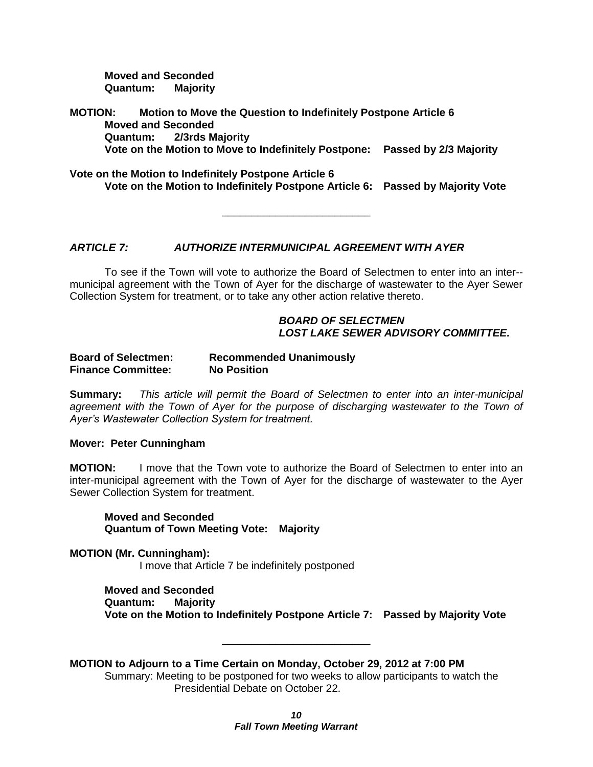**Moved and Seconded**
**Quantum: Majority**

**MOTION: Motion to Move the Question to Indefinitely Postpone Article 6**
**Moved and Seconded**
**Quantum: 2/3rds Majority**
**Vote on the Motion to Move to Indefinitely Postpone: Passed by 2/3 Majority**

**Vote on the Motion to Indefinitely Postpone Article 6**
**Vote on the Motion to Indefinitely Postpone Article 6: Passed by Majority Vote**

---

### *ARTICLE 7: AUTHORIZE INTERMUNICIPAL AGREEMENT WITH AYER*

To see if the Town will vote to authorize the Board of Selectmen to enter into an inter--municipal agreement with the Town of Ayer for the discharge of wastewater to the Ayer Sewer Collection System for treatment, or to take any other action relative thereto.

***BOARD OF SELECTMEN***
***LOST LAKE SEWER ADVISORY COMMITTEE.***

**Board of Selectmen: Recommended Unanimously**
**Finance Committee: No Position**

**Summary:** *This article will permit the Board of Selectmen to enter into an inter-municipal agreement with the Town of Ayer for the purpose of discharging wastewater to the Town of Ayer's Wastewater Collection System for treatment.*

**Mover: Peter Cunningham**

**MOTION:** I move that the Town vote to authorize the Board of Selectmen to enter into an inter-municipal agreement with the Town of Ayer for the discharge of wastewater to the Ayer Sewer Collection System for treatment.

**Moved and Seconded**
**Quantum of Town Meeting Vote: Majority**

**MOTION (Mr. Cunningham):**
I move that Article 7 be indefinitely postponed

**Moved and Seconded**
**Quantum: Majority**
**Vote on the Motion to Indefinitely Postpone Article 7: Passed by Majority Vote**

---

**MOTION to Adjourn to a Time Certain on Monday, October 29, 2012 at 7:00 PM**
Summary: Meeting to be postponed for two weeks to allow participants to watch the Presidential Debate on October 22.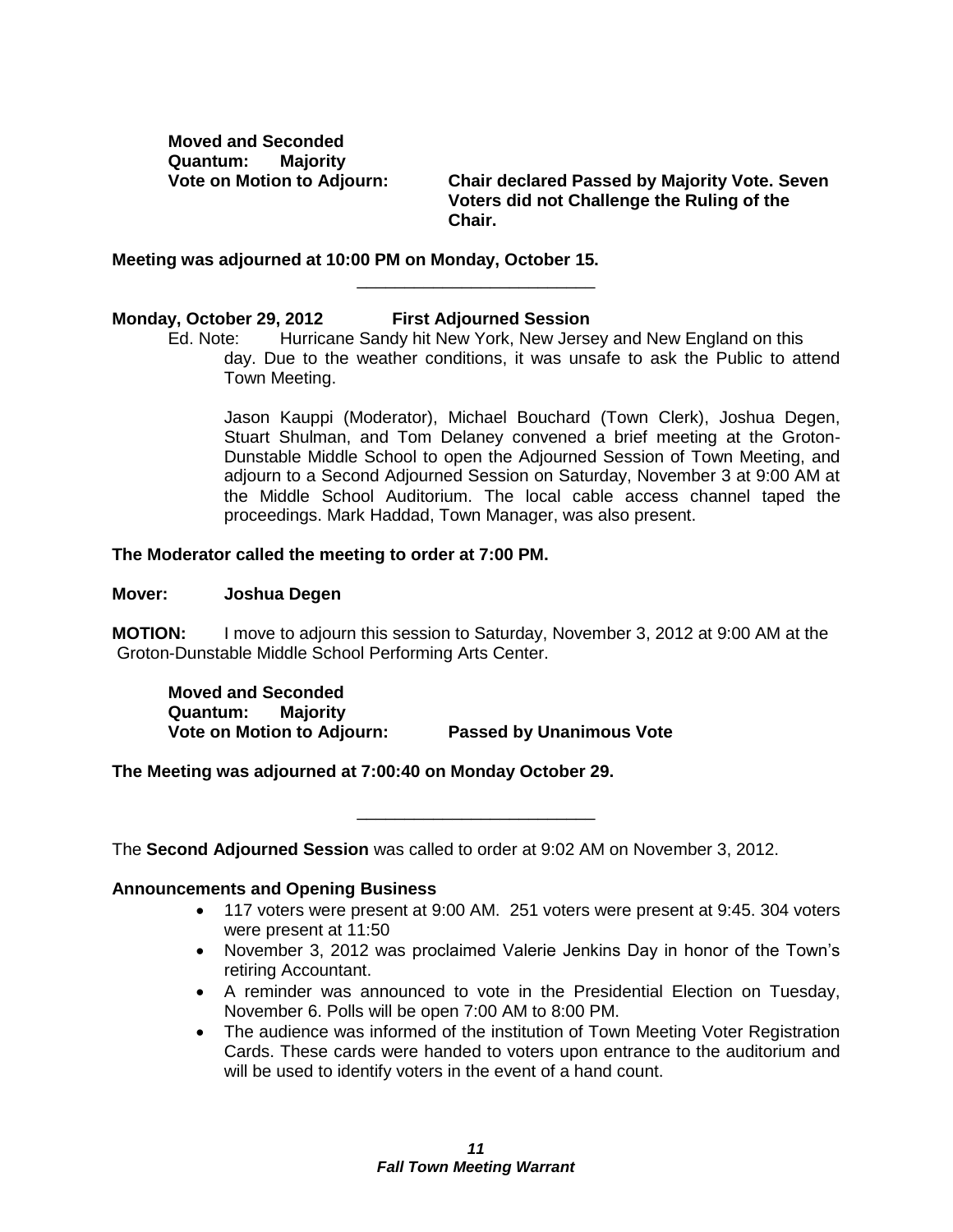**Moved and Seconded**
**Quantum: Majority**
**Vote on Motion to Adjourn:** **Chair declared Passed by Majority Vote. Seven Voters did not Challenge the Ruling of the Chair.**

**Meeting was adjourned at 10:00 PM on Monday, October 15.**

---

**Monday, October 29, 2012 First Adjourned Session**

Ed. Note: Hurricane Sandy hit New York, New Jersey and New England on this day. Due to the weather conditions, it was unsafe to ask the Public to attend Town Meeting.

Jason Kauppi (Moderator), Michael Bouchard (Town Clerk), Joshua Degen, Stuart Shulman, and Tom Delaney convened a brief meeting at the Groton-Dunstable Middle School to open the Adjourned Session of Town Meeting, and adjourn to a Second Adjourned Session on Saturday, November 3 at 9:00 AM at the Middle School Auditorium. The local cable access channel taped the proceedings. Mark Haddad, Town Manager, was also present.

**The Moderator called the meeting to order at 7:00 PM.**

**Mover: Joshua Degen**

**MOTION:** I move to adjourn this session to Saturday, November 3, 2012 at 9:00 AM at the Groton-Dunstable Middle School Performing Arts Center.

**Moved and Seconded**
**Quantum: Majority**
**Vote on Motion to Adjourn:** **Passed by Unanimous Vote**

**The Meeting was adjourned at 7:00:40 on Monday October 29.**

---

The **Second Adjourned Session** was called to order at 9:02 AM on November 3, 2012.

**Announcements and Opening Business**

- 117 voters were present at 9:00 AM. 251 voters were present at 9:45. 304 voters were present at 11:50
- November 3, 2012 was proclaimed Valerie Jenkins Day in honor of the Town's retiring Accountant.
- A reminder was announced to vote in the Presidential Election on Tuesday, November 6. Polls will be open 7:00 AM to 8:00 PM.
- The audience was informed of the institution of Town Meeting Voter Registration Cards. These cards were handed to voters upon entrance to the auditorium and will be used to identify voters in the event of a hand count.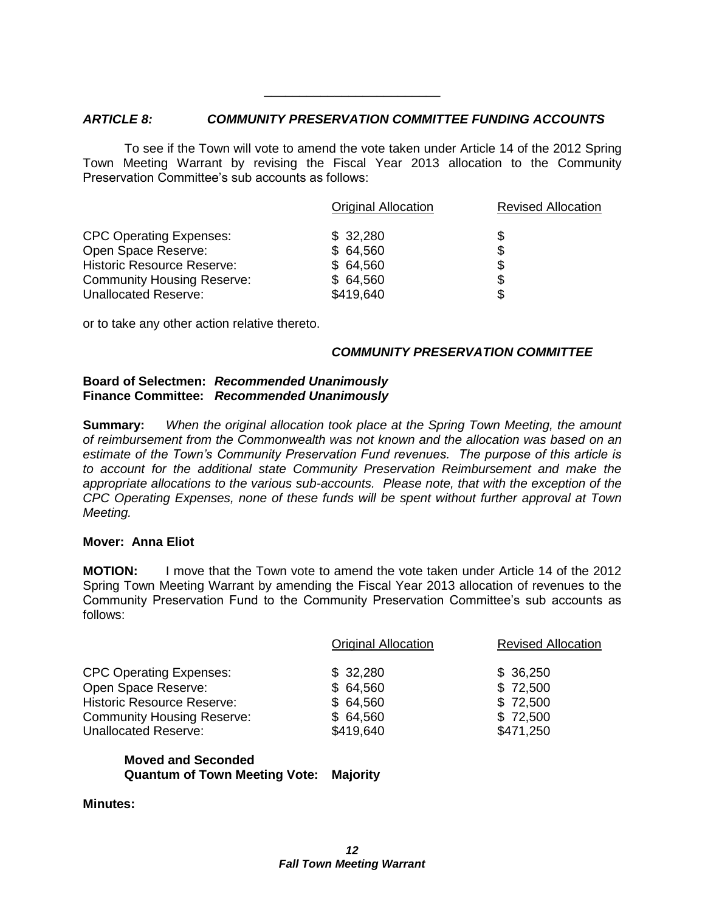---

## *ARTICLE 8: COMMUNITY PRESERVATION COMMITTEE FUNDING ACCOUNTS*

To see if the Town will vote to amend the vote taken under Article 14 of the 2012 Spring Town Meeting Warrant by revising the Fiscal Year 2013 allocation to the Community Preservation Committee's sub accounts as follows:

| | Original Allocation | Revised Allocation |
|---|---|---|
| CPC Operating Expenses: | $ 32,280 | $ |
| Open Space Reserve: | $ 64,560 | $ |
| Historic Resource Reserve: | $ 64,560 | $ |
| Community Housing Reserve: | $ 64,560 | $ |
| Unallocated Reserve: | $419,640 | $ |

or to take any other action relative thereto.

***COMMUNITY PRESERVATION COMMITTEE***

**Board of Selectmen:** ***Recommended Unanimously***
**Finance Committee:** ***Recommended Unanimously***

**Summary:** *When the original allocation took place at the Spring Town Meeting, the amount of reimbursement from the Commonwealth was not known and the allocation was based on an estimate of the Town's Community Preservation Fund revenues. The purpose of this article is to account for the additional state Community Preservation Reimbursement and make the appropriate allocations to the various sub-accounts. Please note, that with the exception of the CPC Operating Expenses, none of these funds will be spent without further approval at Town Meeting.*

**Mover: Anna Eliot**

**MOTION:** I move that the Town vote to amend the vote taken under Article 14 of the 2012 Spring Town Meeting Warrant by amending the Fiscal Year 2013 allocation of revenues to the Community Preservation Fund to the Community Preservation Committee's sub accounts as follows:

| | Original Allocation | Revised Allocation |
|---|---|---|
| CPC Operating Expenses: | $ 32,280 | $ 36,250 |
| Open Space Reserve: | $ 64,560 | $ 72,500 |
| Historic Resource Reserve: | $ 64,560 | $ 72,500 |
| Community Housing Reserve: | $ 64,560 | $ 72,500 |
| Unallocated Reserve: | $419,640 | $471,250 |

**Moved and Seconded**
**Quantum of Town Meeting Vote: Majority**

**Minutes:**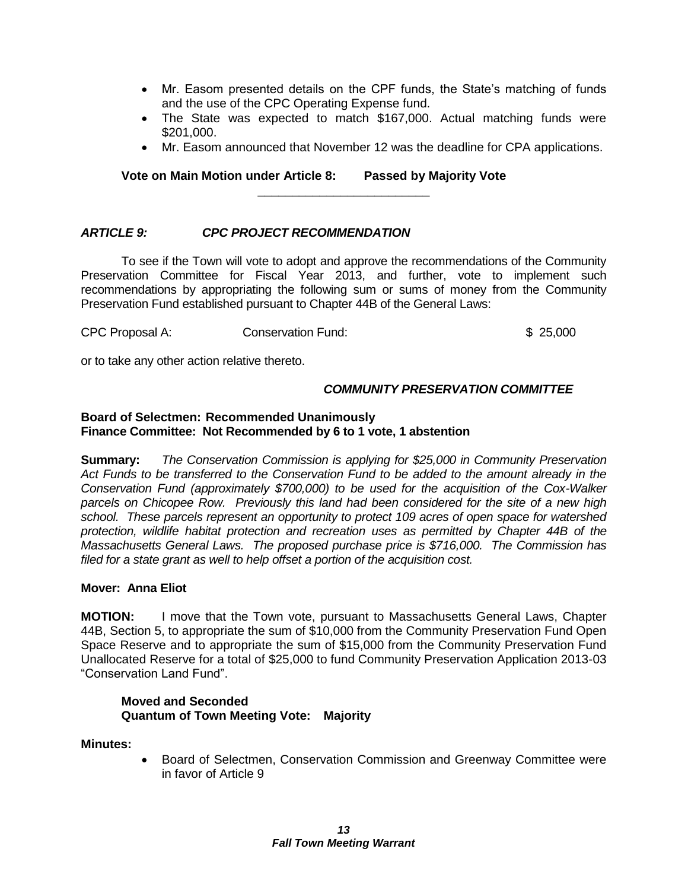- Mr. Easom presented details on the CPF funds, the State's matching of funds and the use of the CPC Operating Expense fund.
- The State was expected to match $167,000. Actual matching funds were $201,000.
- Mr. Easom announced that November 12 was the deadline for CPA applications.

**Vote on Main Motion under Article 8: Passed by Majority Vote**

---

### *ARTICLE 9: CPC PROJECT RECOMMENDATION*

To see if the Town will vote to adopt and approve the recommendations of the Community Preservation Committee for Fiscal Year 2013, and further, vote to implement such recommendations by appropriating the following sum or sums of money from the Community Preservation Fund established pursuant to Chapter 44B of the General Laws:

| | | |
|---|---|---|
| CPC Proposal A: | Conservation Fund: | $ 25,000 |

or to take any other action relative thereto.

***COMMUNITY PRESERVATION COMMITTEE***

**Board of Selectmen: Recommended Unanimously**
**Finance Committee: Not Recommended by 6 to 1 vote, 1 abstention**

**Summary:** *The Conservation Commission is applying for $25,000 in Community Preservation Act Funds to be transferred to the Conservation Fund to be added to the amount already in the Conservation Fund (approximately $700,000) to be used for the acquisition of the Cox-Walker parcels on Chicopee Row. Previously this land had been considered for the site of a new high school. These parcels represent an opportunity to protect 109 acres of open space for watershed protection, wildlife habitat protection and recreation uses as permitted by Chapter 44B of the Massachusetts General Laws. The proposed purchase price is $716,000. The Commission has filed for a state grant as well to help offset a portion of the acquisition cost.*

**Mover: Anna Eliot**

**MOTION:** I move that the Town vote, pursuant to Massachusetts General Laws, Chapter 44B, Section 5, to appropriate the sum of $10,000 from the Community Preservation Fund Open Space Reserve and to appropriate the sum of $15,000 from the Community Preservation Fund Unallocated Reserve for a total of $25,000 to fund Community Preservation Application 2013-03 "Conservation Land Fund".

**Moved and Seconded**
**Quantum of Town Meeting Vote: Majority**

**Minutes:**

- Board of Selectmen, Conservation Commission and Greenway Committee were in favor of Article 9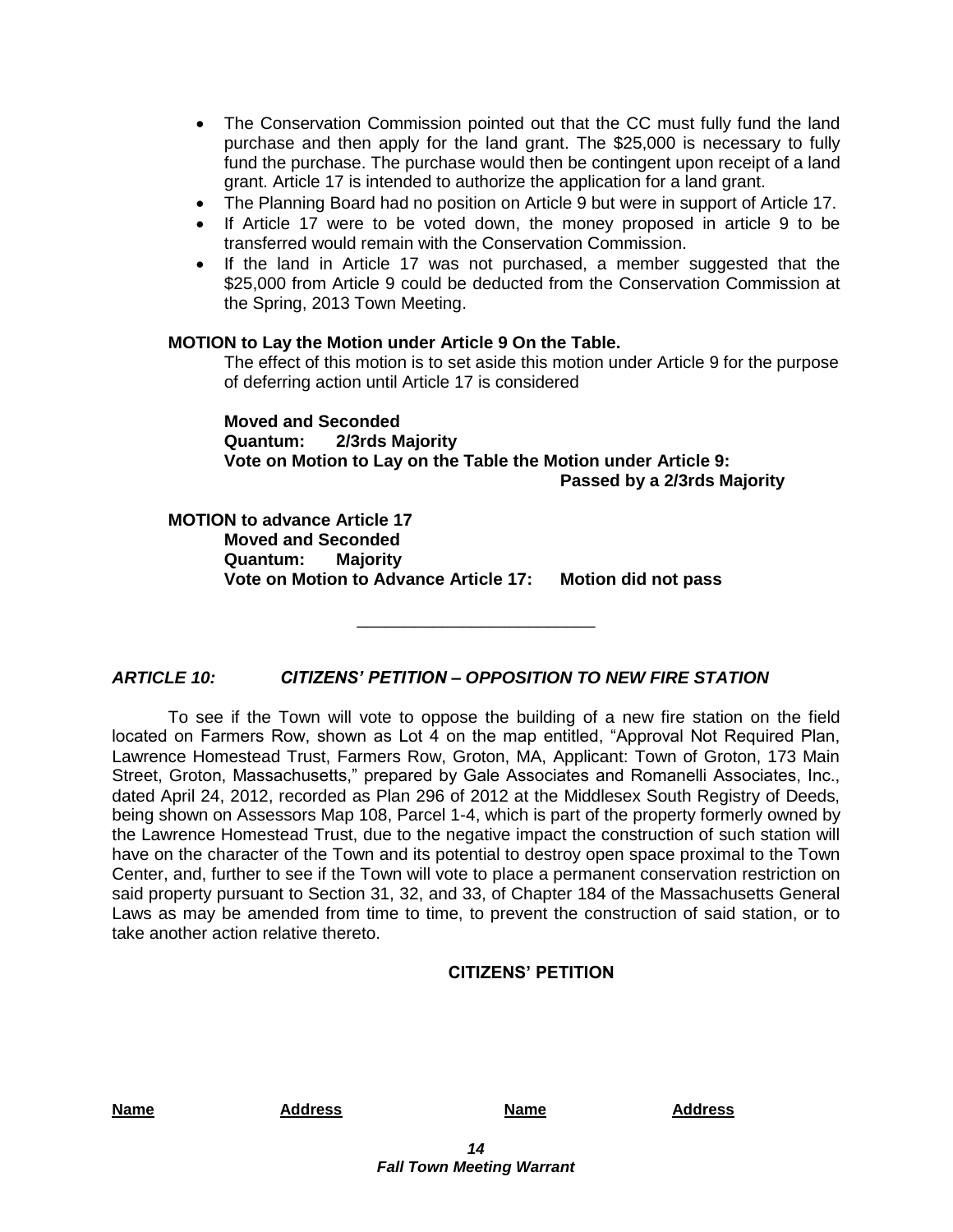- The Conservation Commission pointed out that the CC must fully fund the land purchase and then apply for the land grant. The $25,000 is necessary to fully fund the purchase. The purchase would then be contingent upon receipt of a land grant. Article 17 is intended to authorize the application for a land grant.
- The Planning Board had no position on Article 9 but were in support of Article 17.
- If Article 17 were to be voted down, the money proposed in article 9 to be transferred would remain with the Conservation Commission.
- If the land in Article 17 was not purchased, a member suggested that the $25,000 from Article 9 could be deducted from the Conservation Commission at the Spring, 2013 Town Meeting.

**MOTION to Lay the Motion under Article 9 On the Table.**

The effect of this motion is to set aside this motion under Article 9 for the purpose of deferring action until Article 17 is considered

**Moved and Seconded**
**Quantum: 2/3rds Majority**
**Vote on Motion to Lay on the Table the Motion under Article 9:**
**Passed by a 2/3rds Majority**

**MOTION to advance Article 17**
**Moved and Seconded**
**Quantum: Majority**
**Vote on Motion to Advance Article 17: Motion did not pass**

---

### *ARTICLE 10: CITIZENS' PETITION – OPPOSITION TO NEW FIRE STATION*

To see if the Town will vote to oppose the building of a new fire station on the field located on Farmers Row, shown as Lot 4 on the map entitled, "Approval Not Required Plan, Lawrence Homestead Trust, Farmers Row, Groton, MA, Applicant: Town of Groton, 173 Main Street, Groton, Massachusetts," prepared by Gale Associates and Romanelli Associates, Inc., dated April 24, 2012, recorded as Plan 296 of 2012 at the Middlesex South Registry of Deeds, being shown on Assessors Map 108, Parcel 1-4, which is part of the property formerly owned by the Lawrence Homestead Trust, due to the negative impact the construction of such station will have on the character of the Town and its potential to destroy open space proximal to the Town Center, and, further to see if the Town will vote to place a permanent conservation restriction on said property pursuant to Section 31, 32, and 33, of Chapter 184 of the Massachusetts General Laws as may be amended from time to time, to prevent the construction of said station, or to take another action relative thereto.

**CITIZENS' PETITION**

| Name | Address | Name | Address |
| --- | --- | --- | --- |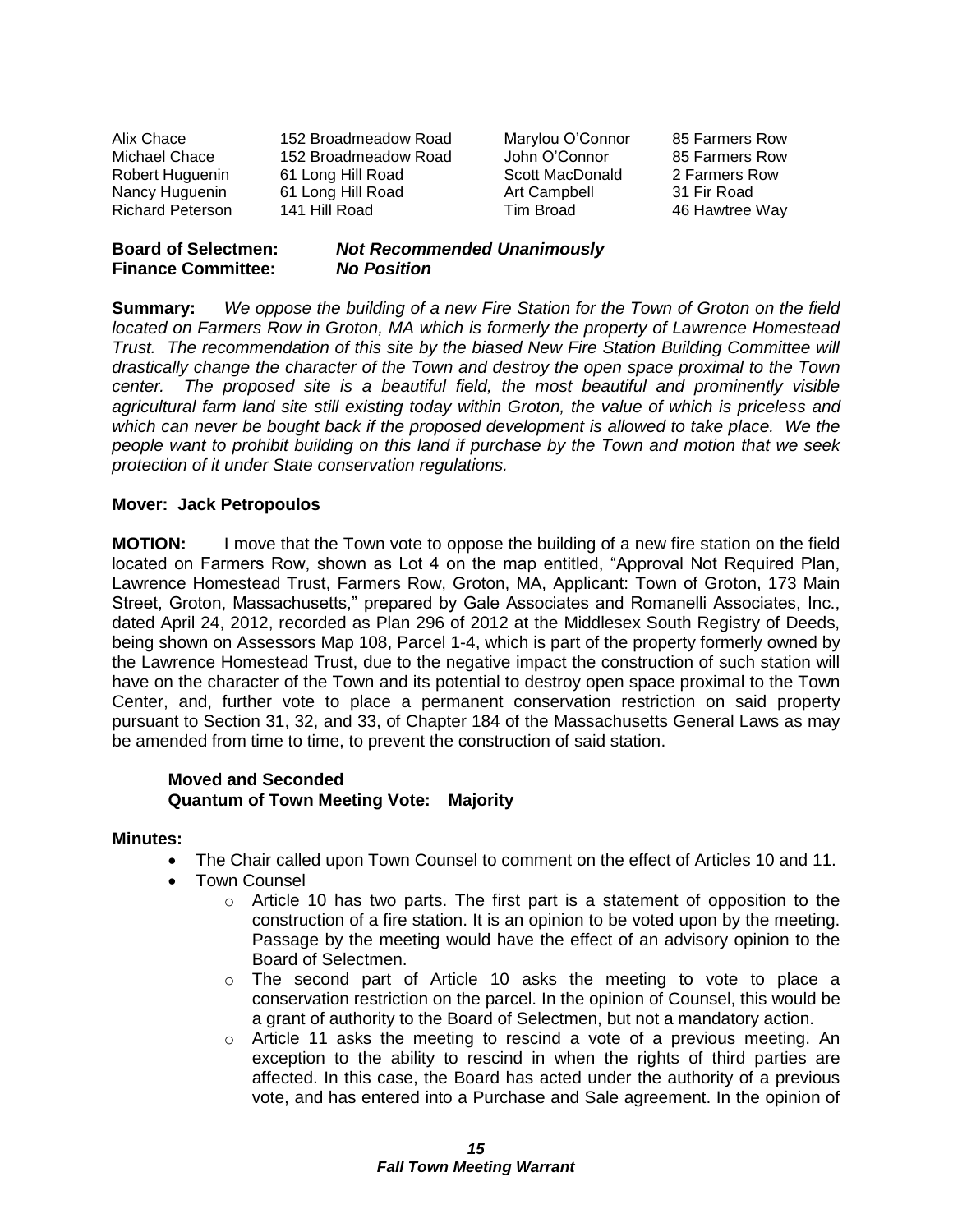| | | | |
|---|---|---|---|
| Alix Chace | 152 Broadmeadow Road | Marylou O'Connor | 85 Farmers Row |
| Michael Chace | 152 Broadmeadow Road | John O'Connor | 85 Farmers Row |
| Robert Huguenin | 61 Long Hill Road | Scott MacDonald | 2 Farmers Row |
| Nancy Huguenin | 61 Long Hill Road | Art Campbell | 31 Fir Road |
| Richard Peterson | 141 Hill Road | Tim Broad | 46 Hawtree Way |

**Board of Selectmen:** ***Not Recommended Unanimously***
**Finance Committee:** ***No Position***

**Summary:** *We oppose the building of a new Fire Station for the Town of Groton on the field located on Farmers Row in Groton, MA which is formerly the property of Lawrence Homestead Trust. The recommendation of this site by the biased New Fire Station Building Committee will drastically change the character of the Town and destroy the open space proximal to the Town center. The proposed site is a beautiful field, the most beautiful and prominently visible agricultural farm land site still existing today within Groton, the value of which is priceless and which can never be bought back if the proposed development is allowed to take place. We the people want to prohibit building on this land if purchase by the Town and motion that we seek protection of it under State conservation regulations.*

**Mover: Jack Petropoulos**

**MOTION:** I move that the Town vote to oppose the building of a new fire station on the field located on Farmers Row, shown as Lot 4 on the map entitled, "Approval Not Required Plan, Lawrence Homestead Trust, Farmers Row, Groton, MA, Applicant: Town of Groton, 173 Main Street, Groton, Massachusetts," prepared by Gale Associates and Romanelli Associates, Inc., dated April 24, 2012, recorded as Plan 296 of 2012 at the Middlesex South Registry of Deeds, being shown on Assessors Map 108, Parcel 1-4, which is part of the property formerly owned by the Lawrence Homestead Trust, due to the negative impact the construction of such station will have on the character of the Town and its potential to destroy open space proximal to the Town Center, and, further vote to place a permanent conservation restriction on said property pursuant to Section 31, 32, and 33, of Chapter 184 of the Massachusetts General Laws as may be amended from time to time, to prevent the construction of said station.

**Moved and Seconded**
**Quantum of Town Meeting Vote: Majority**

**Minutes:**

- The Chair called upon Town Counsel to comment on the effect of Articles 10 and 11.
- Town Counsel
  - Article 10 has two parts. The first part is a statement of opposition to the construction of a fire station. It is an opinion to be voted upon by the meeting. Passage by the meeting would have the effect of an advisory opinion to the Board of Selectmen.
  - The second part of Article 10 asks the meeting to vote to place a conservation restriction on the parcel. In the opinion of Counsel, this would be a grant of authority to the Board of Selectmen, but not a mandatory action.
  - Article 11 asks the meeting to rescind a vote of a previous meeting. An exception to the ability to rescind in when the rights of third parties are affected. In this case, the Board has acted under the authority of a previous vote, and has entered into a Purchase and Sale agreement. In the opinion of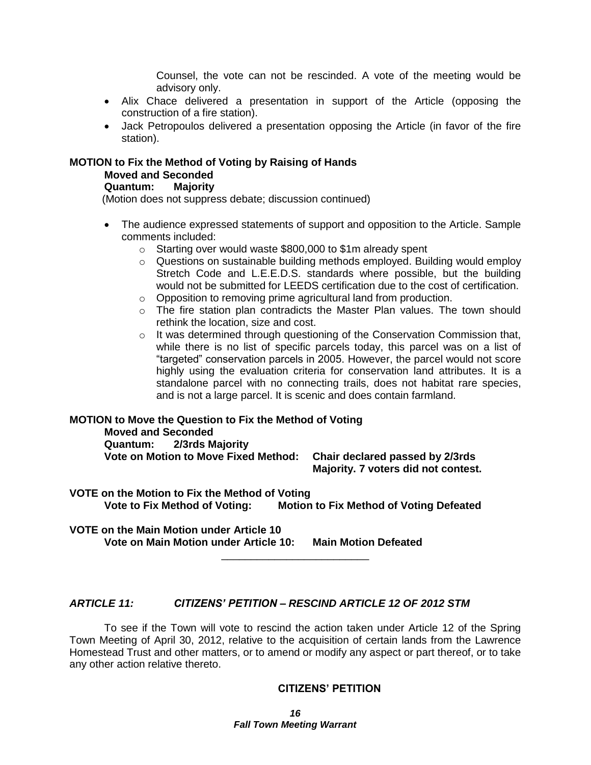Counsel, the vote can not be rescinded. A vote of the meeting would be advisory only.

- Alix Chace delivered a presentation in support of the Article (opposing the construction of a fire station).
- Jack Petropoulos delivered a presentation opposing the Article (in favor of the fire station).

**MOTION to Fix the Method of Voting by Raising of Hands**
**Moved and Seconded**
**Quantum: Majority**
(Motion does not suppress debate; discussion continued)

- The audience expressed statements of support and opposition to the Article. Sample comments included:
  - Starting over would waste $800,000 to $1m already spent
  - Questions on sustainable building methods employed. Building would employ Stretch Code and L.E.E.D.S. standards where possible, but the building would not be submitted for LEEDS certification due to the cost of certification.
  - Opposition to removing prime agricultural land from production.
  - The fire station plan contradicts the Master Plan values. The town should rethink the location, size and cost.
  - It was determined through questioning of the Conservation Commission that, while there is no list of specific parcels today, this parcel was on a list of "targeted" conservation parcels in 2005. However, the parcel would not score highly using the evaluation criteria for conservation land attributes. It is a standalone parcel with no connecting trails, does not habitat rare species, and is not a large parcel. It is scenic and does contain farmland.

**MOTION to Move the Question to Fix the Method of Voting**
**Moved and Seconded**
**Quantum: 2/3rds Majority**
**Vote on Motion to Move Fixed Method: Chair declared passed by 2/3rds Majority. 7 voters did not contest.**

**VOTE on the Motion to Fix the Method of Voting**
**Vote to Fix Method of Voting: Motion to Fix Method of Voting Defeated**

**VOTE on the Main Motion under Article 10**
**Vote on Main Motion under Article 10: Main Motion Defeated**

---

***ARTICLE 11: CITIZENS' PETITION – RESCIND ARTICLE 12 OF 2012 STM***

To see if the Town will vote to rescind the action taken under Article 12 of the Spring Town Meeting of April 30, 2012, relative to the acquisition of certain lands from the Lawrence Homestead Trust and other matters, or to amend or modify any aspect or part thereof, or to take any other action relative thereto.

**CITIZENS' PETITION**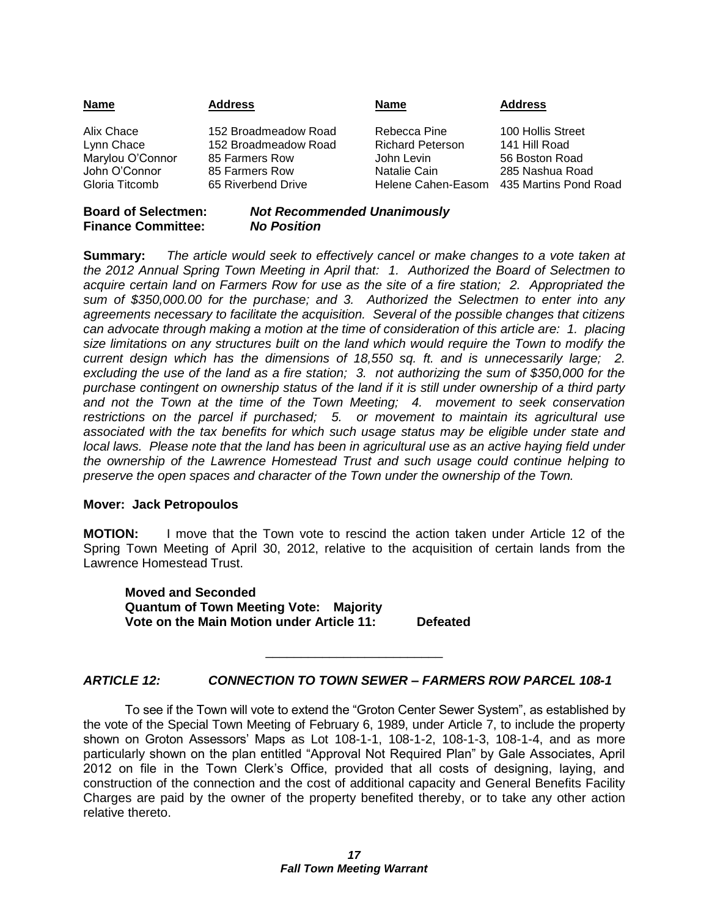| Name | Address | Name | Address |
|---|---|---|---|
| Alix Chace | 152 Broadmeadow Road | Rebecca Pine | 100 Hollis Street |
| Lynn Chace | 152 Broadmeadow Road | Richard Peterson | 141 Hill Road |
| Marylou O'Connor | 85 Farmers Row | John Levin | 56 Boston Road |
| John O'Connor | 85 Farmers Row | Natalie Cain | 285 Nashua Road |
| Gloria Titcomb | 65 Riverbend Drive | Helene Cahen-Easom | 435 Martins Pond Road |

**Board of Selectmen:** ***Not Recommended Unanimously***
**Finance Committee:** ***No Position***

**Summary:** *The article would seek to effectively cancel or make changes to a vote taken at the 2012 Annual Spring Town Meeting in April that: 1. Authorized the Board of Selectmen to acquire certain land on Farmers Row for use as the site of a fire station; 2. Appropriated the sum of $350,000.00 for the purchase; and 3. Authorized the Selectmen to enter into any agreements necessary to facilitate the acquisition. Several of the possible changes that citizens can advocate through making a motion at the time of consideration of this article are: 1. placing size limitations on any structures built on the land which would require the Town to modify the current design which has the dimensions of 18,550 sq. ft. and is unnecessarily large; 2. excluding the use of the land as a fire station; 3. not authorizing the sum of $350,000 for the purchase contingent on ownership status of the land if it is still under ownership of a third party and not the Town at the time of the Town Meeting; 4. movement to seek conservation restrictions on the parcel if purchased; 5. or movement to maintain its agricultural use associated with the tax benefits for which such usage status may be eligible under state and local laws. Please note that the land has been in agricultural use as an active haying field under the ownership of the Lawrence Homestead Trust and such usage could continue helping to preserve the open spaces and character of the Town under the ownership of the Town.*

**Mover: Jack Petropoulos**

**MOTION:** I move that the Town vote to rescind the action taken under Article 12 of the Spring Town Meeting of April 30, 2012, relative to the acquisition of certain lands from the Lawrence Homestead Trust.

> **Moved and Seconded**
> **Quantum of Town Meeting Vote: Majority**
> **Vote on the Main Motion under Article 11: Defeated**

---

### *ARTICLE 12: CONNECTION TO TOWN SEWER – FARMERS ROW PARCEL 108-1*

To see if the Town will vote to extend the "Groton Center Sewer System", as established by the vote of the Special Town Meeting of February 6, 1989, under Article 7, to include the property shown on Groton Assessors' Maps as Lot 108-1-1, 108-1-2, 108-1-3, 108-1-4, and as more particularly shown on the plan entitled "Approval Not Required Plan" by Gale Associates, April 2012 on file in the Town Clerk's Office, provided that all costs of designing, laying, and construction of the connection and the cost of additional capacity and General Benefits Facility Charges are paid by the owner of the property benefited thereby, or to take any other action relative thereto.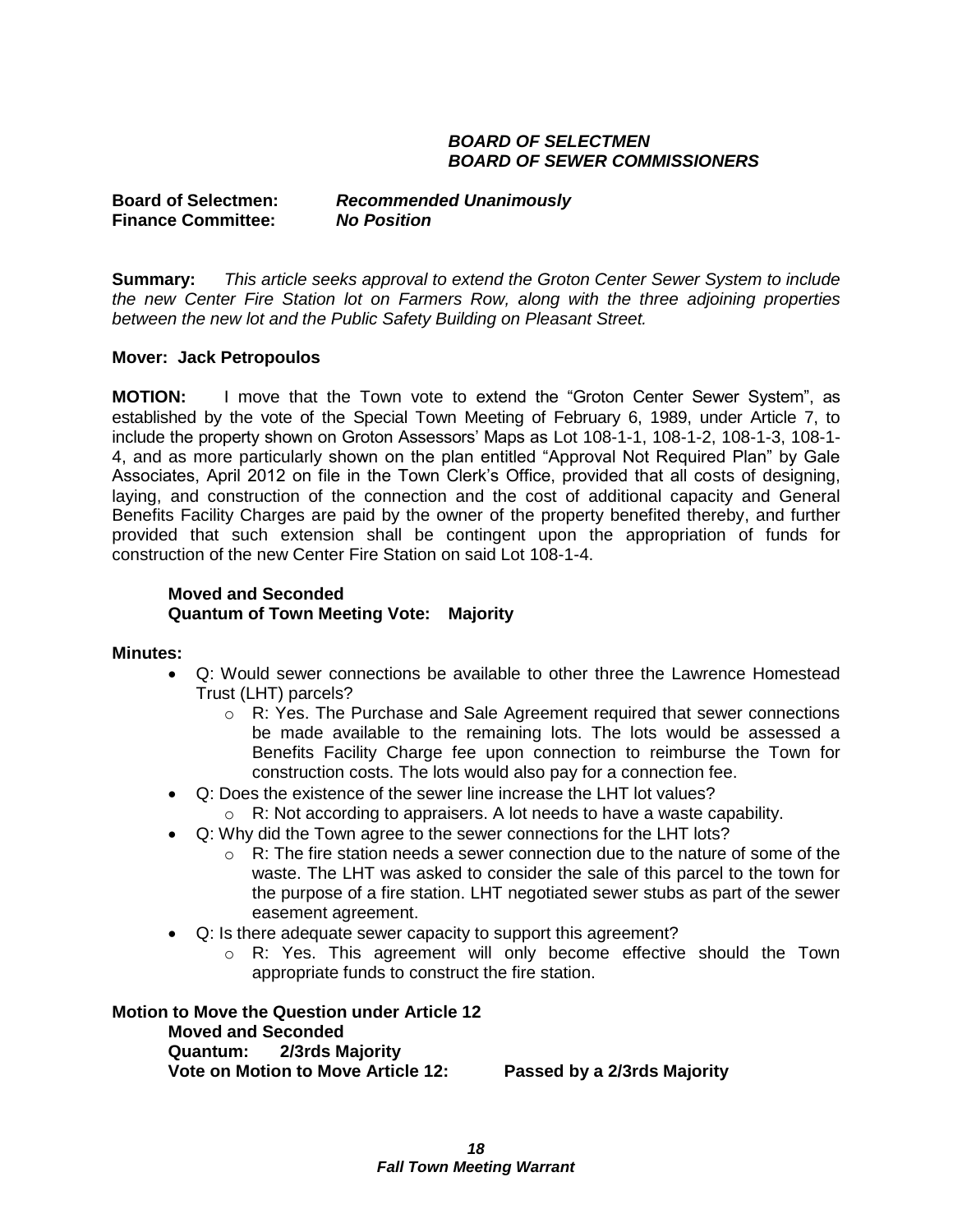***BOARD OF SELECTMEN***
***BOARD OF SEWER COMMISSIONERS***

**Board of Selectmen:** ***Recommended Unanimously***
**Finance Committee:** ***No Position***

**Summary:** *This article seeks approval to extend the Groton Center Sewer System to include the new Center Fire Station lot on Farmers Row, along with the three adjoining properties between the new lot and the Public Safety Building on Pleasant Street.*

**Mover: Jack Petropoulos**

**MOTION:** I move that the Town vote to extend the "Groton Center Sewer System", as established by the vote of the Special Town Meeting of February 6, 1989, under Article 7, to include the property shown on Groton Assessors' Maps as Lot 108-1-1, 108-1-2, 108-1-3, 108-1-4, and as more particularly shown on the plan entitled "Approval Not Required Plan" by Gale Associates, April 2012 on file in the Town Clerk's Office, provided that all costs of designing, laying, and construction of the connection and the cost of additional capacity and General Benefits Facility Charges are paid by the owner of the property benefited thereby, and further provided that such extension shall be contingent upon the appropriation of funds for construction of the new Center Fire Station on said Lot 108-1-4.

**Moved and Seconded**
**Quantum of Town Meeting Vote: Majority**

**Minutes:**

- Q: Would sewer connections be available to other three the Lawrence Homestead Trust (LHT) parcels?
  - R: Yes. The Purchase and Sale Agreement required that sewer connections be made available to the remaining lots. The lots would be assessed a Benefits Facility Charge fee upon connection to reimburse the Town for construction costs. The lots would also pay for a connection fee.
- Q: Does the existence of the sewer line increase the LHT lot values?
  - R: Not according to appraisers. A lot needs to have a waste capability.
- Q: Why did the Town agree to the sewer connections for the LHT lots?
  - R: The fire station needs a sewer connection due to the nature of some of the waste. The LHT was asked to consider the sale of this parcel to the town for the purpose of a fire station. LHT negotiated sewer stubs as part of the sewer easement agreement.
- Q: Is there adequate sewer capacity to support this agreement?
  - R: Yes. This agreement will only become effective should the Town appropriate funds to construct the fire station.

**Motion to Move the Question under Article 12**
**Moved and Seconded**
**Quantum: 2/3rds Majority**
**Vote on Motion to Move Article 12: Passed by a 2/3rds Majority**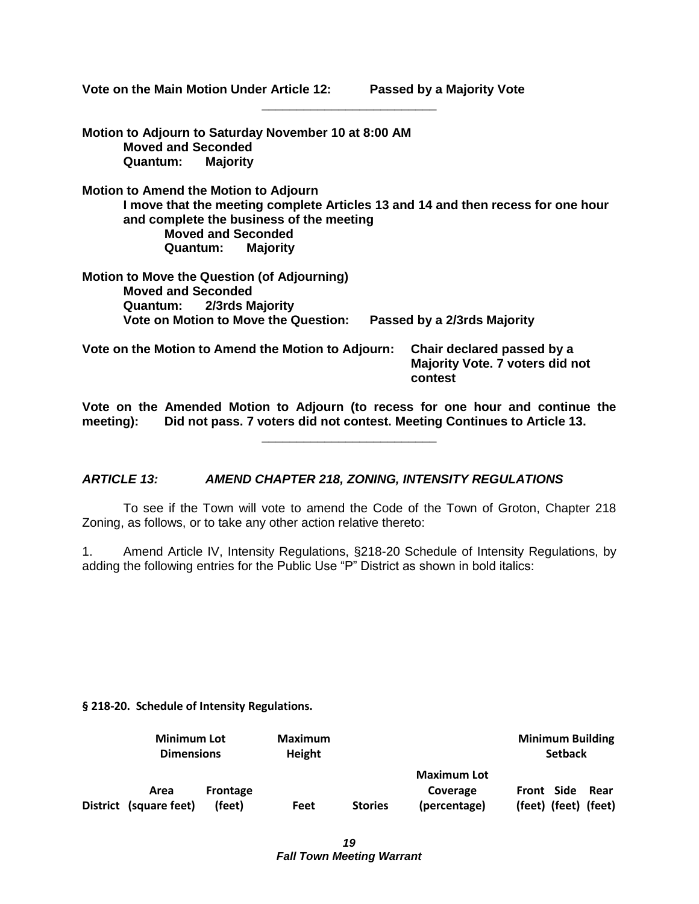**Vote on the Main Motion Under Article 12: Passed by a Majority Vote**

---

**Motion to Adjourn to Saturday November 10 at 8:00 AM**
**Moved and Seconded**
**Quantum: Majority**

**Motion to Amend the Motion to Adjourn**
**I move that the meeting complete Articles 13 and 14 and then recess for one hour and complete the business of the meeting**
**Moved and Seconded**
**Quantum: Majority**

**Motion to Move the Question (of Adjourning)**
**Moved and Seconded**
**Quantum: 2/3rds Majority**
**Vote on Motion to Move the Question: Passed by a 2/3rds Majority**

**Vote on the Motion to Amend the Motion to Adjourn: Chair declared passed by a Majority Vote. 7 voters did not contest**

**Vote on the Amended Motion to Adjourn (to recess for one hour and continue the meeting): Did not pass. 7 voters did not contest. Meeting Continues to Article 13.**

---

## *ARTICLE 13: AMEND CHAPTER 218, ZONING, INTENSITY REGULATIONS*

To see if the Town will vote to amend the Code of the Town of Groton, Chapter 218 Zoning, as follows, or to take any other action relative thereto:

1. Amend Article IV, Intensity Regulations, §218-20 Schedule of Intensity Regulations, by adding the following entries for the Public Use "P" District as shown in bold italics:

**§ 218-20. Schedule of Intensity Regulations.**

| | Minimum Lot Dimensions | | Maximum Height | | | Minimum Building Setback | | |
|---|---|---|---|---|---|---|---|---|
| District | Area (square feet) | Frontage (feet) | Feet | Stories | Maximum Lot Coverage (percentage) | Front (feet) | Side (feet) | Rear (feet) |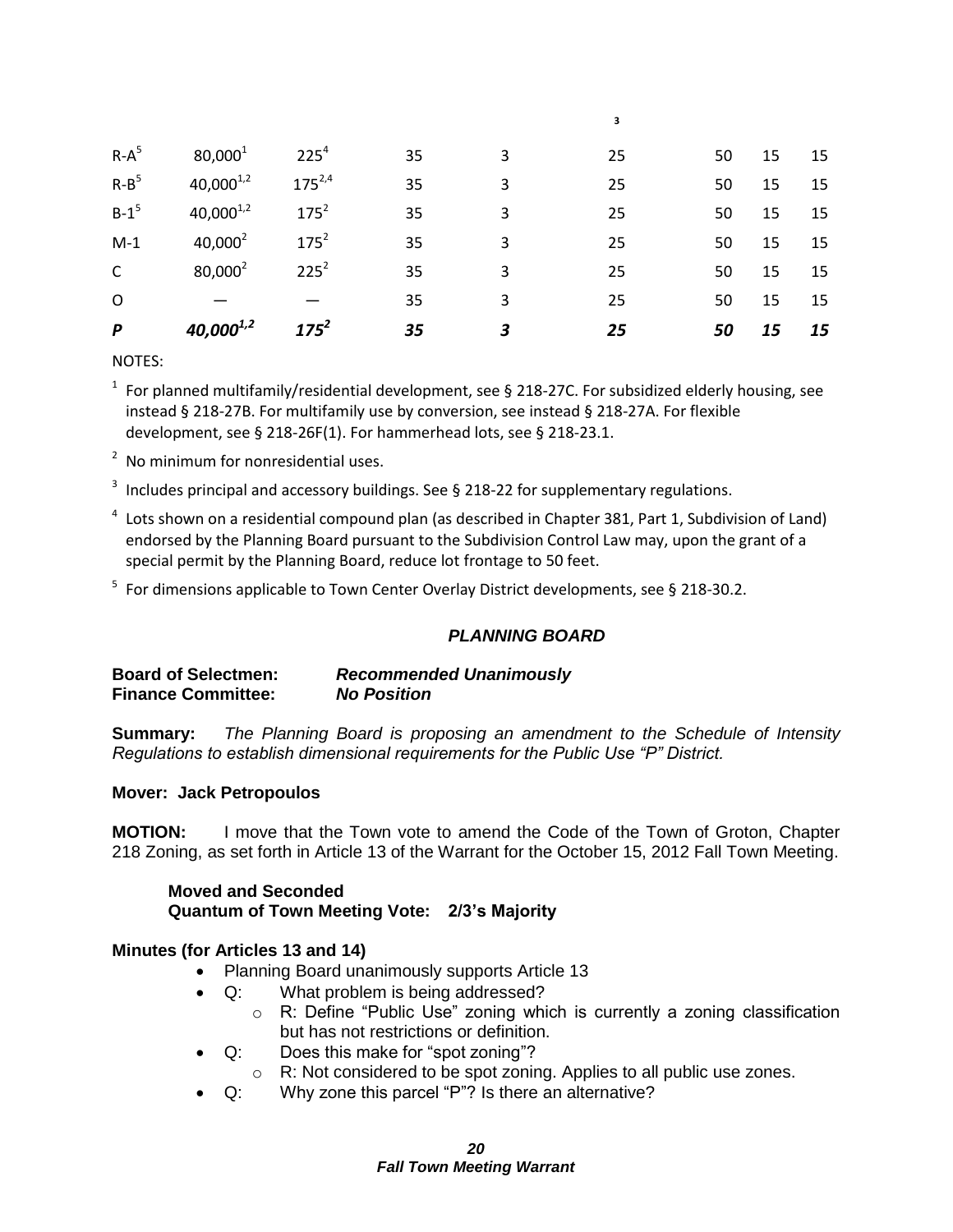| | | | | | | | | |
|---|---|---|---|---|---|---|---|---|
| | | | | | 3 | | | |
| R-A[5] | 80,000[1] | 225[4] | 35 | 3 | 25 | 50 | 15 | 15 |
| R-B[5] | 40,000[1,2] | 175[2,4] | 35 | 3 | 25 | 50 | 15 | 15 |
| B-1[5] | 40,000[1,2] | 175[2] | 35 | 3 | 25 | 50 | 15 | 15 |
| M-1 | 40,000[2] | 175[2] | 35 | 3 | 25 | 50 | 15 | 15 |
| C | 80,000[2] | 225[2] | 35 | 3 | 25 | 50 | 15 | 15 |
| O | — | — | 35 | 3 | 25 | 50 | 15 | 15 |
| ***P*** | ***40,000[1,2]*** | ***175[2]*** | ***35*** | ***3*** | ***25*** | ***50*** | ***15*** | ***15*** |

NOTES:

[1] For planned multifamily/residential development, see § 218-27C. For subsidized elderly housing, see instead § 218-27B. For multifamily use by conversion, see instead § 218-27A. For flexible development, see § 218-26F(1). For hammerhead lots, see § 218-23.1.

[2] No minimum for nonresidential uses.

[3] Includes principal and accessory buildings. See § 218-22 for supplementary regulations.

[4] Lots shown on a residential compound plan (as described in Chapter 381, Part 1, Subdivision of Land) endorsed by the Planning Board pursuant to the Subdivision Control Law may, upon the grant of a special permit by the Planning Board, reduce lot frontage to 50 feet.

[5] For dimensions applicable to Town Center Overlay District developments, see § 218-30.2.

***PLANNING BOARD***

**Board of Selectmen:** ***Recommended Unanimously***
**Finance Committee:** ***No Position***

**Summary:** *The Planning Board is proposing an amendment to the Schedule of Intensity Regulations to establish dimensional requirements for the Public Use "P" District.*

**Mover: Jack Petropoulos**

**MOTION:** I move that the Town vote to amend the Code of the Town of Groton, Chapter 218 Zoning, as set forth in Article 13 of the Warrant for the October 15, 2012 Fall Town Meeting.

**Moved and Seconded**
**Quantum of Town Meeting Vote: 2/3's Majority**

**Minutes (for Articles 13 and 14)**

- Planning Board unanimously supports Article 13
- Q: What problem is being addressed?
  - R: Define "Public Use" zoning which is currently a zoning classification but has not restrictions or definition.
- Q: Does this make for "spot zoning"?
  - R: Not considered to be spot zoning. Applies to all public use zones.
- Q: Why zone this parcel "P"? Is there an alternative?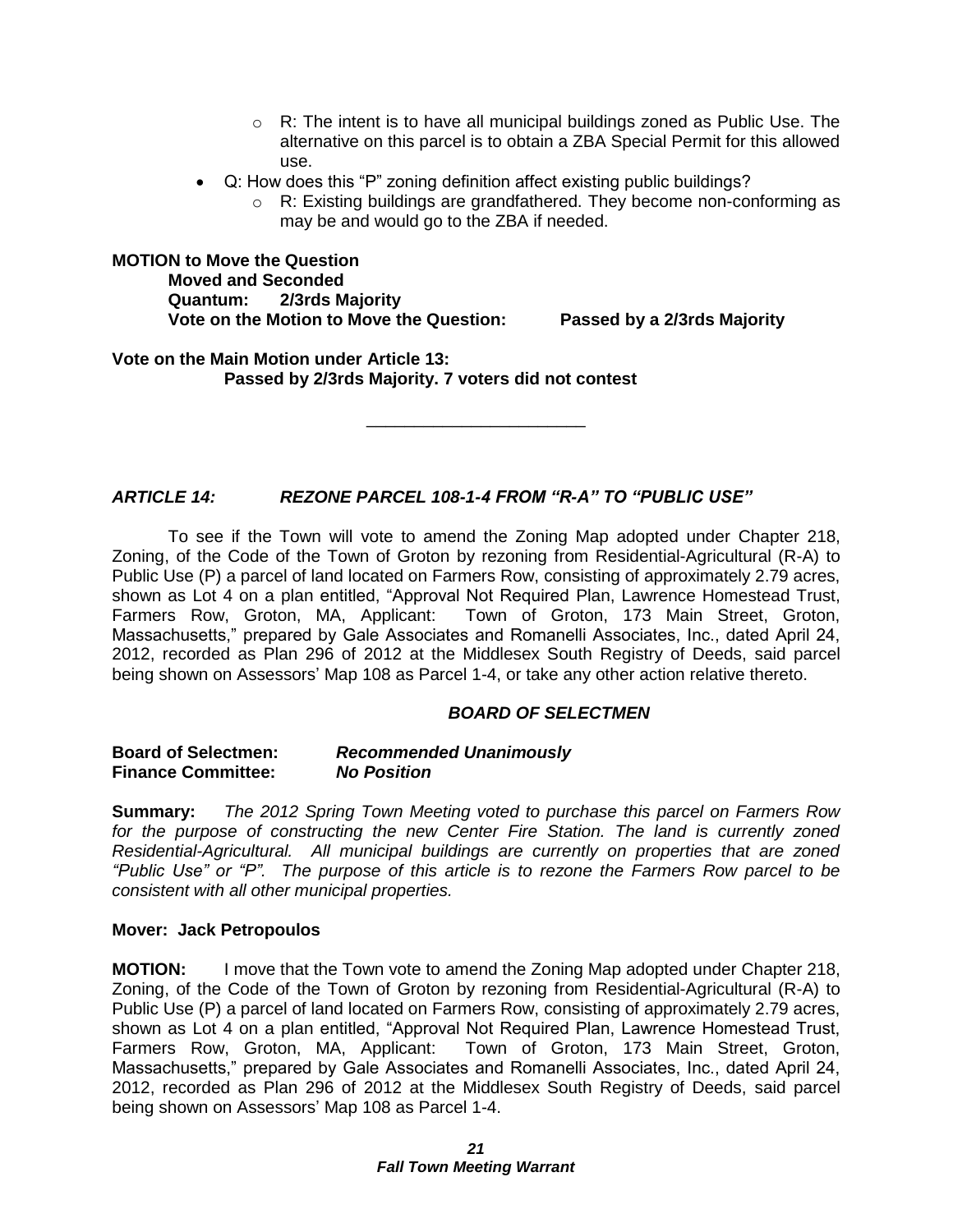- R: The intent is to have all municipal buildings zoned as Public Use. The alternative on this parcel is to obtain a ZBA Special Permit for this allowed use.
- Q: How does this "P" zoning definition affect existing public buildings?
  - R: Existing buildings are grandfathered. They become non-conforming as may be and would go to the ZBA if needed.

**MOTION to Move the Question**
**Moved and Seconded**
**Quantum: 2/3rds Majority**
**Vote on the Motion to Move the Question: Passed by a 2/3rds Majority**

**Vote on the Main Motion under Article 13:**
**Passed by 2/3rds Majority. 7 voters did not contest**

---

### *ARTICLE 14: REZONE PARCEL 108-1-4 FROM "R-A" TO "PUBLIC USE"*

To see if the Town will vote to amend the Zoning Map adopted under Chapter 218, Zoning, of the Code of the Town of Groton by rezoning from Residential-Agricultural (R-A) to Public Use (P) a parcel of land located on Farmers Row, consisting of approximately 2.79 acres, shown as Lot 4 on a plan entitled, "Approval Not Required Plan, Lawrence Homestead Trust, Farmers Row, Groton, MA, Applicant: Town of Groton, 173 Main Street, Groton, Massachusetts," prepared by Gale Associates and Romanelli Associates, Inc., dated April 24, 2012, recorded as Plan 296 of 2012 at the Middlesex South Registry of Deeds, said parcel being shown on Assessors' Map 108 as Parcel 1-4, or take any other action relative thereto.

***BOARD OF SELECTMEN***

**Board of Selectmen:** ***Recommended Unanimously***
**Finance Committee:** ***No Position***

**Summary:** *The 2012 Spring Town Meeting voted to purchase this parcel on Farmers Row for the purpose of constructing the new Center Fire Station. The land is currently zoned Residential-Agricultural. All municipal buildings are currently on properties that are zoned "Public Use" or "P". The purpose of this article is to rezone the Farmers Row parcel to be consistent with all other municipal properties.*

**Mover: Jack Petropoulos**

**MOTION:** I move that the Town vote to amend the Zoning Map adopted under Chapter 218, Zoning, of the Code of the Town of Groton by rezoning from Residential-Agricultural (R-A) to Public Use (P) a parcel of land located on Farmers Row, consisting of approximately 2.79 acres, shown as Lot 4 on a plan entitled, "Approval Not Required Plan, Lawrence Homestead Trust, Farmers Row, Groton, MA, Applicant: Town of Groton, 173 Main Street, Groton, Massachusetts," prepared by Gale Associates and Romanelli Associates, Inc., dated April 24, 2012, recorded as Plan 296 of 2012 at the Middlesex South Registry of Deeds, said parcel being shown on Assessors' Map 108 as Parcel 1-4.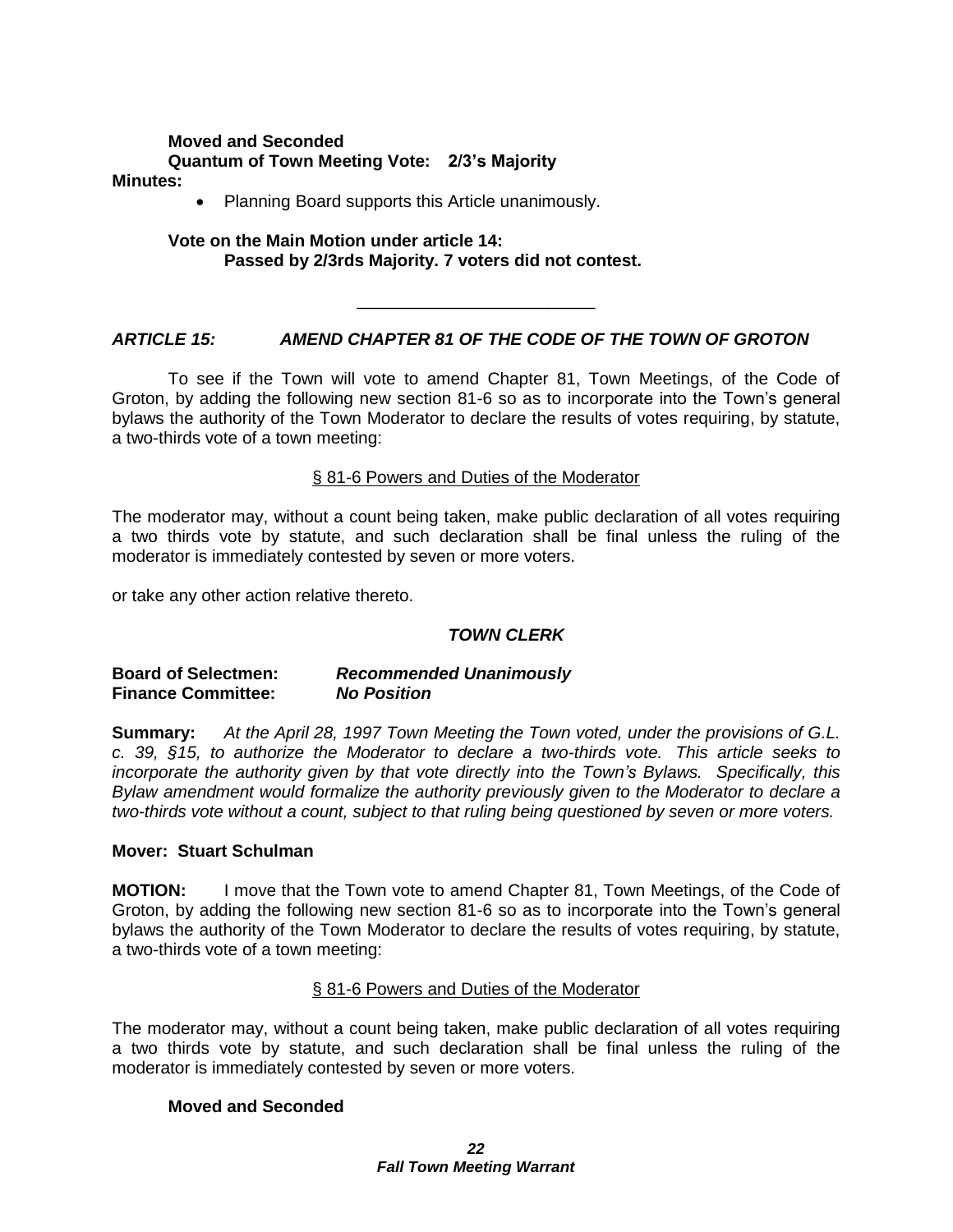**Moved and Seconded**
**Quantum of Town Meeting Vote: 2/3's Majority**

**Minutes:**

- Planning Board supports this Article unanimously.

**Vote on the Main Motion under article 14:**
**Passed by 2/3rds Majority. 7 voters did not contest.**

---

### *ARTICLE 15: AMEND CHAPTER 81 OF THE CODE OF THE TOWN OF GROTON*

To see if the Town will vote to amend Chapter 81, Town Meetings, of the Code of Groton, by adding the following new section 81-6 so as to incorporate into the Town's general bylaws the authority of the Town Moderator to declare the results of votes requiring, by statute, a two-thirds vote of a town meeting:

<u>§ 81-6 Powers and Duties of the Moderator</u>

The moderator may, without a count being taken, make public declaration of all votes requiring a two thirds vote by statute, and such declaration shall be final unless the ruling of the moderator is immediately contested by seven or more voters.

or take any other action relative thereto.

***TOWN CLERK***

**Board of Selectmen:** ***Recommended Unanimously***
**Finance Committee:** ***No Position***

**Summary:** *At the April 28, 1997 Town Meeting the Town voted, under the provisions of G.L. c. 39, §15, to authorize the Moderator to declare a two-thirds vote. This article seeks to incorporate the authority given by that vote directly into the Town's Bylaws. Specifically, this Bylaw amendment would formalize the authority previously given to the Moderator to declare a two-thirds vote without a count, subject to that ruling being questioned by seven or more voters.*

**Mover: Stuart Schulman**

**MOTION:** I move that the Town vote to amend Chapter 81, Town Meetings, of the Code of Groton, by adding the following new section 81-6 so as to incorporate into the Town's general bylaws the authority of the Town Moderator to declare the results of votes requiring, by statute, a two-thirds vote of a town meeting:

<u>§ 81-6 Powers and Duties of the Moderator</u>

The moderator may, without a count being taken, make public declaration of all votes requiring a two thirds vote by statute, and such declaration shall be final unless the ruling of the moderator is immediately contested by seven or more voters.

**Moved and Seconded**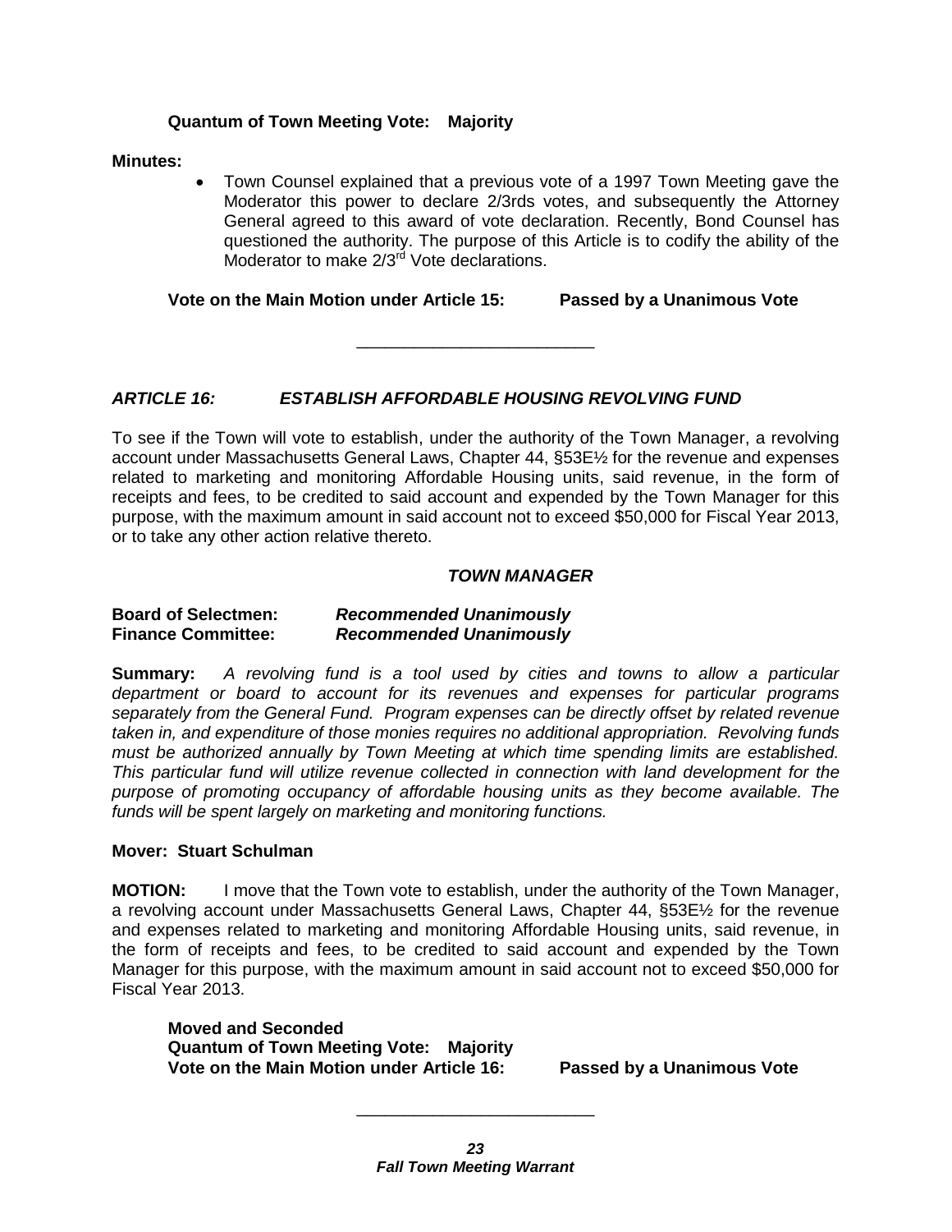**Quantum of Town Meeting Vote: Majority**

**Minutes:**

- Town Counsel explained that a previous vote of a 1997 Town Meeting gave the Moderator this power to declare 2/3rds votes, and subsequently the Attorney General agreed to this award of vote declaration. Recently, Bond Counsel has questioned the authority. The purpose of this Article is to codify the ability of the Moderator to make 2/3rd Vote declarations.

**Vote on the Main Motion under Article 15: Passed by a Unanimous Vote**

---

### *ARTICLE 16: ESTABLISH AFFORDABLE HOUSING REVOLVING FUND*

To see if the Town will vote to establish, under the authority of the Town Manager, a revolving account under Massachusetts General Laws, Chapter 44, §53E½ for the revenue and expenses related to marketing and monitoring Affordable Housing units, said revenue, in the form of receipts and fees, to be credited to said account and expended by the Town Manager for this purpose, with the maximum amount in said account not to exceed $50,000 for Fiscal Year 2013, or to take any other action relative thereto.

***TOWN MANAGER***

**Board of Selectmen:** ***Recommended Unanimously***
**Finance Committee:** ***Recommended Unanimously***

**Summary:** *A revolving fund is a tool used by cities and towns to allow a particular department or board to account for its revenues and expenses for particular programs separately from the General Fund. Program expenses can be directly offset by related revenue taken in, and expenditure of those monies requires no additional appropriation. Revolving funds must be authorized annually by Town Meeting at which time spending limits are established. This particular fund will utilize revenue collected in connection with land development for the purpose of promoting occupancy of affordable housing units as they become available. The funds will be spent largely on marketing and monitoring functions.*

**Mover: Stuart Schulman**

**MOTION:** I move that the Town vote to establish, under the authority of the Town Manager, a revolving account under Massachusetts General Laws, Chapter 44, §53E½ for the revenue and expenses related to marketing and monitoring Affordable Housing units, said revenue, in the form of receipts and fees, to be credited to said account and expended by the Town Manager for this purpose, with the maximum amount in said account not to exceed $50,000 for Fiscal Year 2013.

**Moved and Seconded**
**Quantum of Town Meeting Vote: Majority**
**Vote on the Main Motion under Article 16: Passed by a Unanimous Vote**

---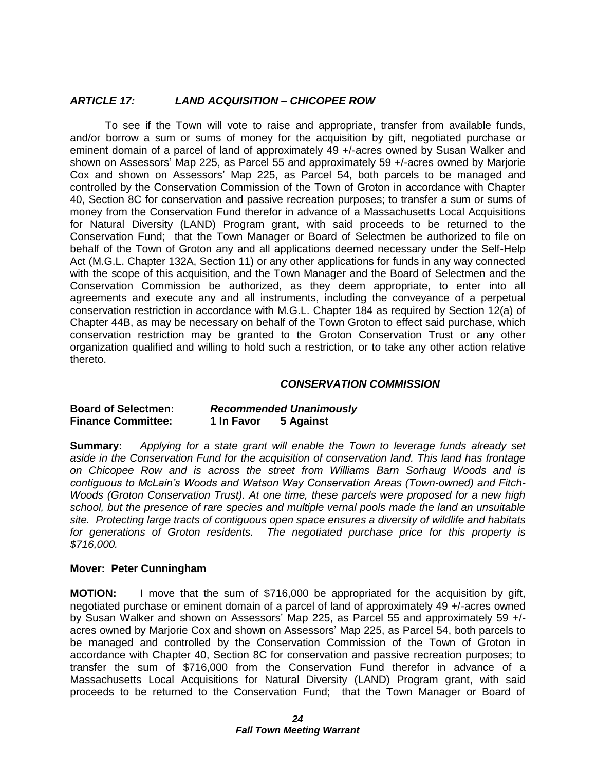### *ARTICLE 17: LAND ACQUISITION – CHICOPEE ROW*

To see if the Town will vote to raise and appropriate, transfer from available funds, and/or borrow a sum or sums of money for the acquisition by gift, negotiated purchase or eminent domain of a parcel of land of approximately 49 +/-acres owned by Susan Walker and shown on Assessors' Map 225, as Parcel 55 and approximately 59 +/-acres owned by Marjorie Cox and shown on Assessors' Map 225, as Parcel 54, both parcels to be managed and controlled by the Conservation Commission of the Town of Groton in accordance with Chapter 40, Section 8C for conservation and passive recreation purposes; to transfer a sum or sums of money from the Conservation Fund therefor in advance of a Massachusetts Local Acquisitions for Natural Diversity (LAND) Program grant, with said proceeds to be returned to the Conservation Fund; that the Town Manager or Board of Selectmen be authorized to file on behalf of the Town of Groton any and all applications deemed necessary under the Self-Help Act (M.G.L. Chapter 132A, Section 11) or any other applications for funds in any way connected with the scope of this acquisition, and the Town Manager and the Board of Selectmen and the Conservation Commission be authorized, as they deem appropriate, to enter into all agreements and execute any and all instruments, including the conveyance of a perpetual conservation restriction in accordance with M.G.L. Chapter 184 as required by Section 12(a) of Chapter 44B, as may be necessary on behalf of the Town Groton to effect said purchase, which conservation restriction may be granted to the Groton Conservation Trust or any other organization qualified and willing to hold such a restriction, or to take any other action relative thereto.

***CONSERVATION COMMISSION***

**Board of Selectmen:** ***Recommended Unanimously***
**Finance Committee:** **1 In Favor 5 Against**

**Summary:** *Applying for a state grant will enable the Town to leverage funds already set aside in the Conservation Fund for the acquisition of conservation land. This land has frontage on Chicopee Row and is across the street from Williams Barn Sorhaug Woods and is contiguous to McLain's Woods and Watson Way Conservation Areas (Town-owned) and Fitch-Woods (Groton Conservation Trust). At one time, these parcels were proposed for a new high school, but the presence of rare species and multiple vernal pools made the land an unsuitable site. Protecting large tracts of contiguous open space ensures a diversity of wildlife and habitats for generations of Groton residents. The negotiated purchase price for this property is $716,000.*

**Mover: Peter Cunningham**

**MOTION:** I move that the sum of $716,000 be appropriated for the acquisition by gift, negotiated purchase or eminent domain of a parcel of land of approximately 49 +/-acres owned by Susan Walker and shown on Assessors' Map 225, as Parcel 55 and approximately 59 +/-acres owned by Marjorie Cox and shown on Assessors' Map 225, as Parcel 54, both parcels to be managed and controlled by the Conservation Commission of the Town of Groton in accordance with Chapter 40, Section 8C for conservation and passive recreation purposes; to transfer the sum of $716,000 from the Conservation Fund therefor in advance of a Massachusetts Local Acquisitions for Natural Diversity (LAND) Program grant, with said proceeds to be returned to the Conservation Fund; that the Town Manager or Board of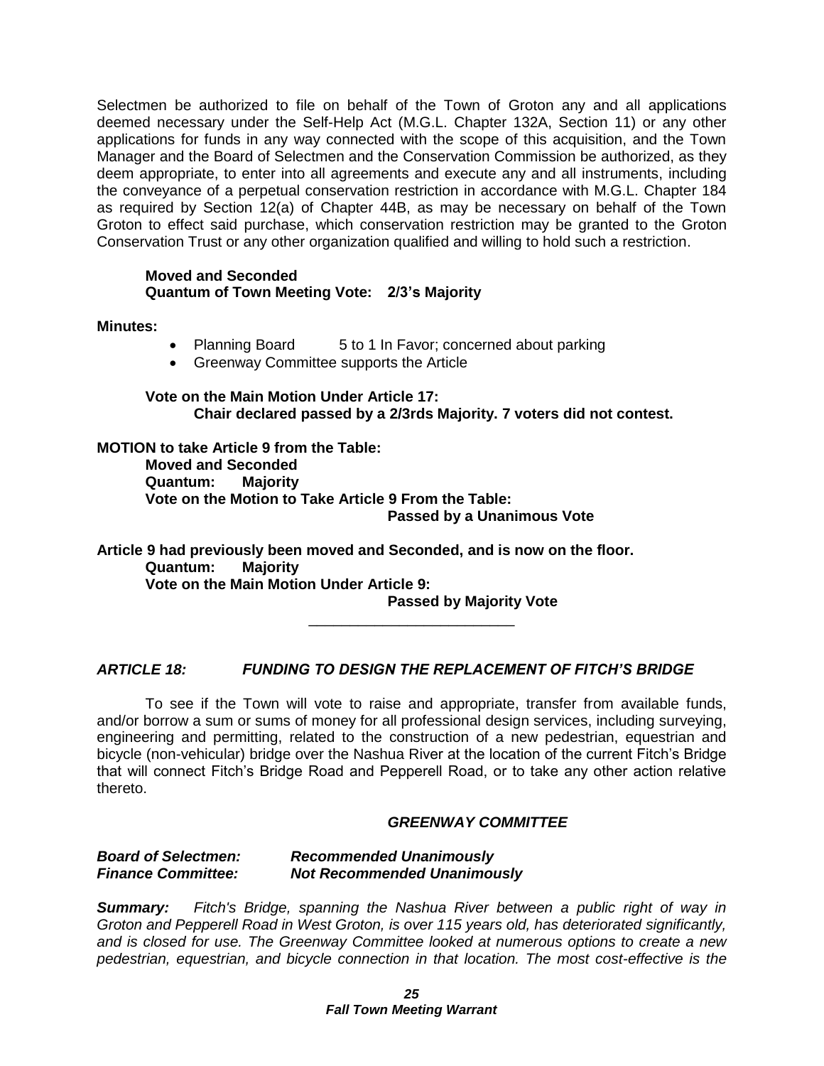Selectmen be authorized to file on behalf of the Town of Groton any and all applications deemed necessary under the Self-Help Act (M.G.L. Chapter 132A, Section 11) or any other applications for funds in any way connected with the scope of this acquisition, and the Town Manager and the Board of Selectmen and the Conservation Commission be authorized, as they deem appropriate, to enter into all agreements and execute any and all instruments, including the conveyance of a perpetual conservation restriction in accordance with M.G.L. Chapter 184 as required by Section 12(a) of Chapter 44B, as may be necessary on behalf of the Town Groton to effect said purchase, which conservation restriction may be granted to the Groton Conservation Trust or any other organization qualified and willing to hold such a restriction.

**Moved and Seconded**
**Quantum of Town Meeting Vote: 2/3's Majority**

**Minutes:**

- Planning Board 5 to 1 In Favor; concerned about parking
- Greenway Committee supports the Article

**Vote on the Main Motion Under Article 17:**
**Chair declared passed by a 2/3rds Majority. 7 voters did not contest.**

**MOTION to take Article 9 from the Table:**
**Moved and Seconded**
**Quantum: Majority**
**Vote on the Motion to Take Article 9 From the Table:**
**Passed by a Unanimous Vote**

**Article 9 had previously been moved and Seconded, and is now on the floor.**
**Quantum: Majority**
**Vote on the Main Motion Under Article 9:**
**Passed by Majority Vote**

---

***ARTICLE 18: FUNDING TO DESIGN THE REPLACEMENT OF FITCH'S BRIDGE***

To see if the Town will vote to raise and appropriate, transfer from available funds, and/or borrow a sum or sums of money for all professional design services, including surveying, engineering and permitting, related to the construction of a new pedestrian, equestrian and bicycle (non-vehicular) bridge over the Nashua River at the location of the current Fitch's Bridge that will connect Fitch's Bridge Road and Pepperell Road, or to take any other action relative thereto.

***GREENWAY COMMITTEE***

***Board of Selectmen:*** ***Recommended Unanimously***
***Finance Committee:*** ***Not Recommended Unanimously***

***Summary:*** *Fitch's Bridge, spanning the Nashua River between a public right of way in Groton and Pepperell Road in West Groton, is over 115 years old, has deteriorated significantly, and is closed for use. The Greenway Committee looked at numerous options to create a new pedestrian, equestrian, and bicycle connection in that location. The most cost-effective is the*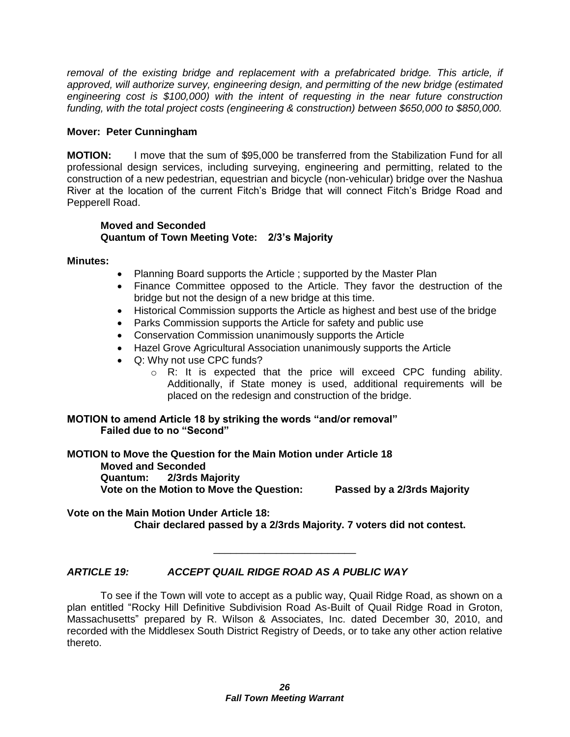*removal of the existing bridge and replacement with a prefabricated bridge. This article, if approved, will authorize survey, engineering design, and permitting of the new bridge (estimated engineering cost is $100,000) with the intent of requesting in the near future construction funding, with the total project costs (engineering & construction) between $650,000 to $850,000.*

**Mover: Peter Cunningham**

**MOTION:** I move that the sum of $95,000 be transferred from the Stabilization Fund for all professional design services, including surveying, engineering and permitting, related to the construction of a new pedestrian, equestrian and bicycle (non-vehicular) bridge over the Nashua River at the location of the current Fitch's Bridge that will connect Fitch's Bridge Road and Pepperell Road.

**Moved and Seconded**
**Quantum of Town Meeting Vote: 2/3's Majority**

**Minutes:**

- Planning Board supports the Article ; supported by the Master Plan
- Finance Committee opposed to the Article. They favor the destruction of the bridge but not the design of a new bridge at this time.
- Historical Commission supports the Article as highest and best use of the bridge
- Parks Commission supports the Article for safety and public use
- Conservation Commission unanimously supports the Article
- Hazel Grove Agricultural Association unanimously supports the Article
- Q: Why not use CPC funds?
    - R: It is expected that the price will exceed CPC funding ability. Additionally, if State money is used, additional requirements will be placed on the redesign and construction of the bridge.

**MOTION to amend Article 18 by striking the words "and/or removal"**
**Failed due to no "Second"**

**MOTION to Move the Question for the Main Motion under Article 18**
**Moved and Seconded**
**Quantum: 2/3rds Majority**
**Vote on the Motion to Move the Question: Passed by a 2/3rds Majority**

**Vote on the Main Motion Under Article 18:**
**Chair declared passed by a 2/3rds Majority. 7 voters did not contest.**

---

## ***ARTICLE 19: ACCEPT QUAIL RIDGE ROAD AS A PUBLIC WAY***

To see if the Town will vote to accept as a public way, Quail Ridge Road, as shown on a plan entitled "Rocky Hill Definitive Subdivision Road As-Built of Quail Ridge Road in Groton, Massachusetts" prepared by R. Wilson & Associates, Inc. dated December 30, 2010, and recorded with the Middlesex South District Registry of Deeds, or to take any other action relative thereto.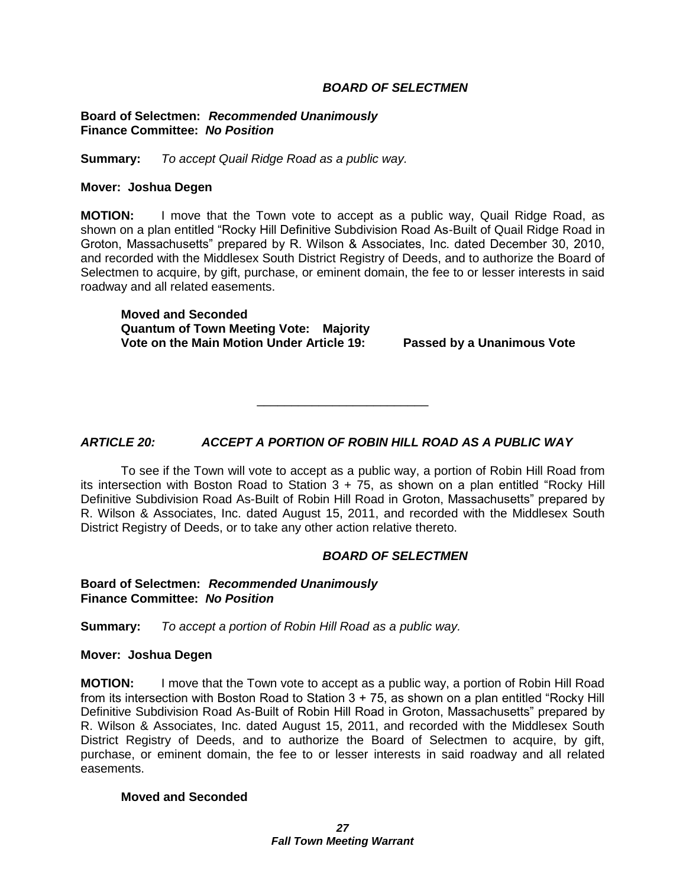*BOARD OF SELECTMEN*

**Board of Selectmen:** ***Recommended Unanimously***
**Finance Committee:** ***No Position***

**Summary:** *To accept Quail Ridge Road as a public way.*

**Mover: Joshua Degen**

**MOTION:** I move that the Town vote to accept as a public way, Quail Ridge Road, as shown on a plan entitled "Rocky Hill Definitive Subdivision Road As-Built of Quail Ridge Road in Groton, Massachusetts" prepared by R. Wilson & Associates, Inc. dated December 30, 2010, and recorded with the Middlesex South District Registry of Deeds, and to authorize the Board of Selectmen to acquire, by gift, purchase, or eminent domain, the fee to or lesser interests in said roadway and all related easements.

**Moved and Seconded**
**Quantum of Town Meeting Vote: Majority**
**Vote on the Main Motion Under Article 19: Passed by a Unanimous Vote**

---

## *ARTICLE 20: ACCEPT A PORTION OF ROBIN HILL ROAD AS A PUBLIC WAY*

To see if the Town will vote to accept as a public way, a portion of Robin Hill Road from its intersection with Boston Road to Station 3 + 75, as shown on a plan entitled "Rocky Hill Definitive Subdivision Road As-Built of Robin Hill Road in Groton, Massachusetts" prepared by R. Wilson & Associates, Inc. dated August 15, 2011, and recorded with the Middlesex South District Registry of Deeds, or to take any other action relative thereto.

*BOARD OF SELECTMEN*

**Board of Selectmen:** ***Recommended Unanimously***
**Finance Committee:** ***No Position***

**Summary:** *To accept a portion of Robin Hill Road as a public way.*

**Mover: Joshua Degen**

**MOTION:** I move that the Town vote to accept as a public way, a portion of Robin Hill Road from its intersection with Boston Road to Station 3 + 75, as shown on a plan entitled "Rocky Hill Definitive Subdivision Road As-Built of Robin Hill Road in Groton, Massachusetts" prepared by R. Wilson & Associates, Inc. dated August 15, 2011, and recorded with the Middlesex South District Registry of Deeds, and to authorize the Board of Selectmen to acquire, by gift, purchase, or eminent domain, the fee to or lesser interests in said roadway and all related easements.

**Moved and Seconded**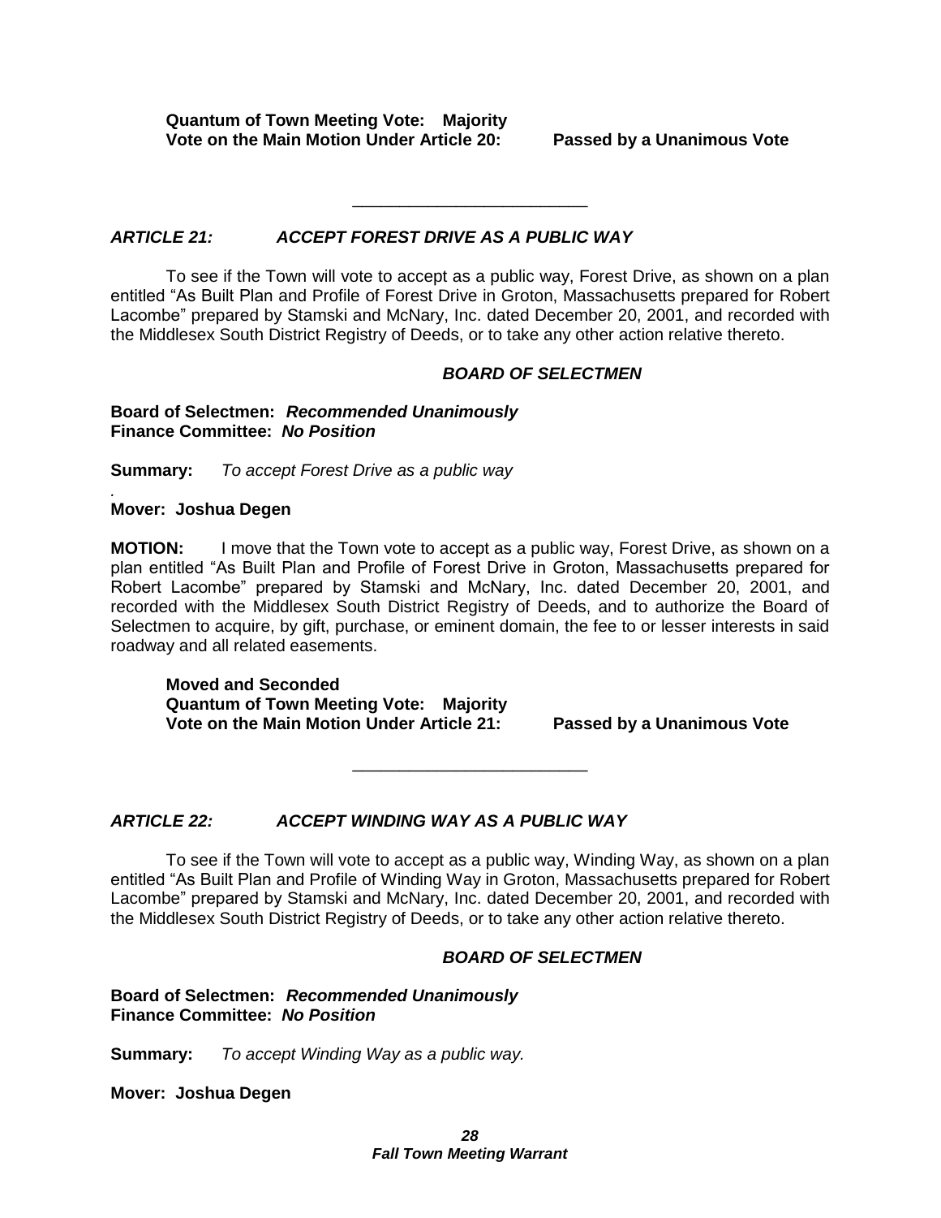**Quantum of Town Meeting Vote: Majority**
**Vote on the Main Motion Under Article 20: Passed by a Unanimous Vote**

---

## *ARTICLE 21: ACCEPT FOREST DRIVE AS A PUBLIC WAY*

To see if the Town will vote to accept as a public way, Forest Drive, as shown on a plan entitled "As Built Plan and Profile of Forest Drive in Groton, Massachusetts prepared for Robert Lacombe" prepared by Stamski and McNary, Inc. dated December 20, 2001, and recorded with the Middlesex South District Registry of Deeds, or to take any other action relative thereto.

***BOARD OF SELECTMEN***

**Board of Selectmen:** ***Recommended Unanimously***
**Finance Committee:** ***No Position***

**Summary:** *To accept Forest Drive as a public way*

.
**Mover: Joshua Degen**

**MOTION:** I move that the Town vote to accept as a public way, Forest Drive, as shown on a plan entitled "As Built Plan and Profile of Forest Drive in Groton, Massachusetts prepared for Robert Lacombe" prepared by Stamski and McNary, Inc. dated December 20, 2001, and recorded with the Middlesex South District Registry of Deeds, and to authorize the Board of Selectmen to acquire, by gift, purchase, or eminent domain, the fee to or lesser interests in said roadway and all related easements.

**Moved and Seconded**
**Quantum of Town Meeting Vote: Majority**
**Vote on the Main Motion Under Article 21: Passed by a Unanimous Vote**

---

## *ARTICLE 22: ACCEPT WINDING WAY AS A PUBLIC WAY*

To see if the Town will vote to accept as a public way, Winding Way, as shown on a plan entitled "As Built Plan and Profile of Winding Way in Groton, Massachusetts prepared for Robert Lacombe" prepared by Stamski and McNary, Inc. dated December 20, 2001, and recorded with the Middlesex South District Registry of Deeds, or to take any other action relative thereto.

***BOARD OF SELECTMEN***

**Board of Selectmen:** ***Recommended Unanimously***
**Finance Committee:** ***No Position***

**Summary:** *To accept Winding Way as a public way.*

**Mover: Joshua Degen**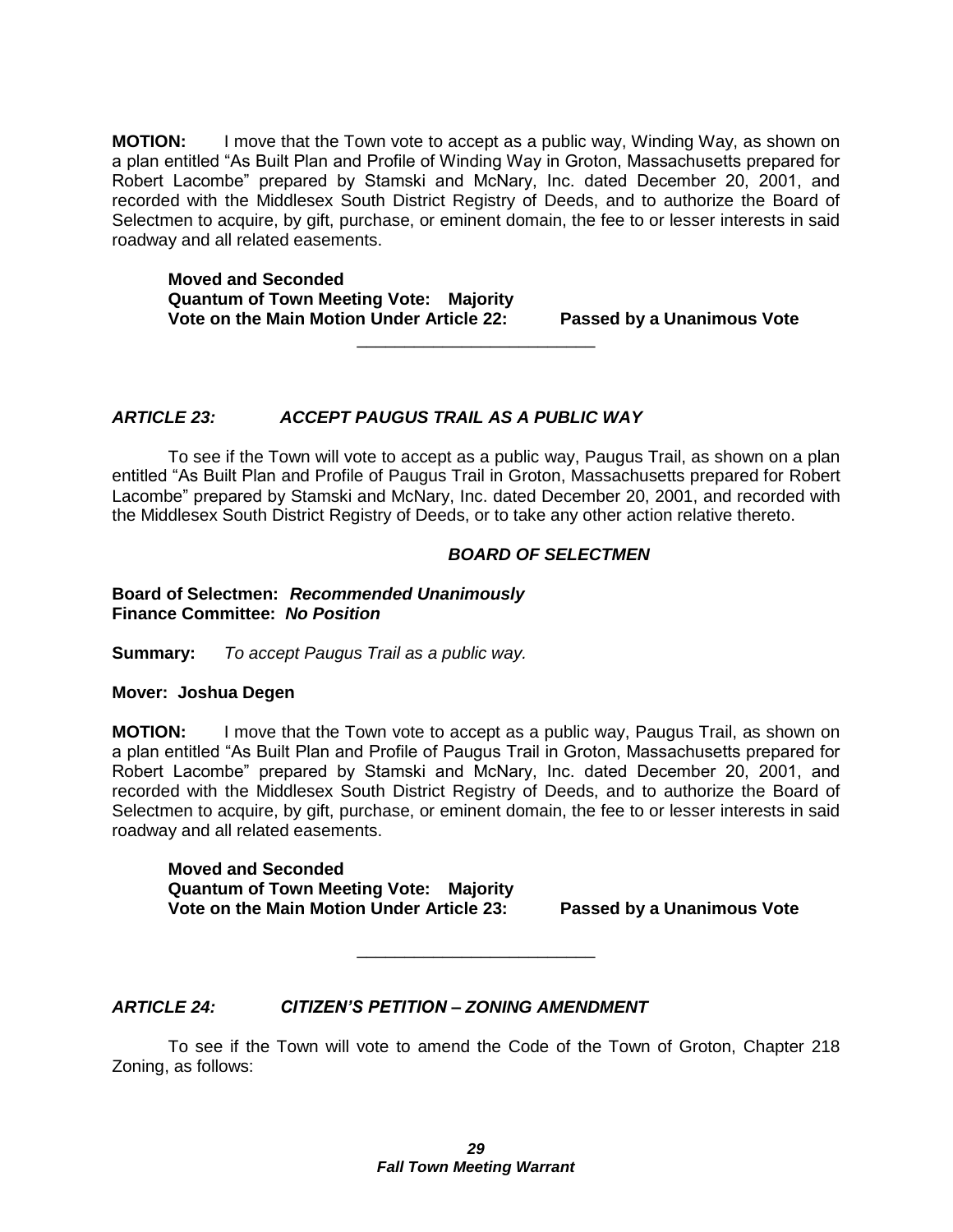**MOTION:** I move that the Town vote to accept as a public way, Winding Way, as shown on a plan entitled "As Built Plan and Profile of Winding Way in Groton, Massachusetts prepared for Robert Lacombe" prepared by Stamski and McNary, Inc. dated December 20, 2001, and recorded with the Middlesex South District Registry of Deeds, and to authorize the Board of Selectmen to acquire, by gift, purchase, or eminent domain, the fee to or lesser interests in said roadway and all related easements.

**Moved and Seconded**
**Quantum of Town Meeting Vote: Majority**
**Vote on the Main Motion Under Article 22: Passed by a Unanimous Vote**

---

### *ARTICLE 23: ACCEPT PAUGUS TRAIL AS A PUBLIC WAY*

To see if the Town will vote to accept as a public way, Paugus Trail, as shown on a plan entitled "As Built Plan and Profile of Paugus Trail in Groton, Massachusetts prepared for Robert Lacombe" prepared by Stamski and McNary, Inc. dated December 20, 2001, and recorded with the Middlesex South District Registry of Deeds, or to take any other action relative thereto.

***BOARD OF SELECTMEN***

**Board of Selectmen:** ***Recommended Unanimously***
**Finance Committee:** ***No Position***

**Summary:** *To accept Paugus Trail as a public way.*

**Mover: Joshua Degen**

**MOTION:** I move that the Town vote to accept as a public way, Paugus Trail, as shown on a plan entitled "As Built Plan and Profile of Paugus Trail in Groton, Massachusetts prepared for Robert Lacombe" prepared by Stamski and McNary, Inc. dated December 20, 2001, and recorded with the Middlesex South District Registry of Deeds, and to authorize the Board of Selectmen to acquire, by gift, purchase, or eminent domain, the fee to or lesser interests in said roadway and all related easements.

**Moved and Seconded**
**Quantum of Town Meeting Vote: Majority**
**Vote on the Main Motion Under Article 23: Passed by a Unanimous Vote**

---

### *ARTICLE 24: CITIZEN'S PETITION – ZONING AMENDMENT*

To see if the Town will vote to amend the Code of the Town of Groton, Chapter 218 Zoning, as follows: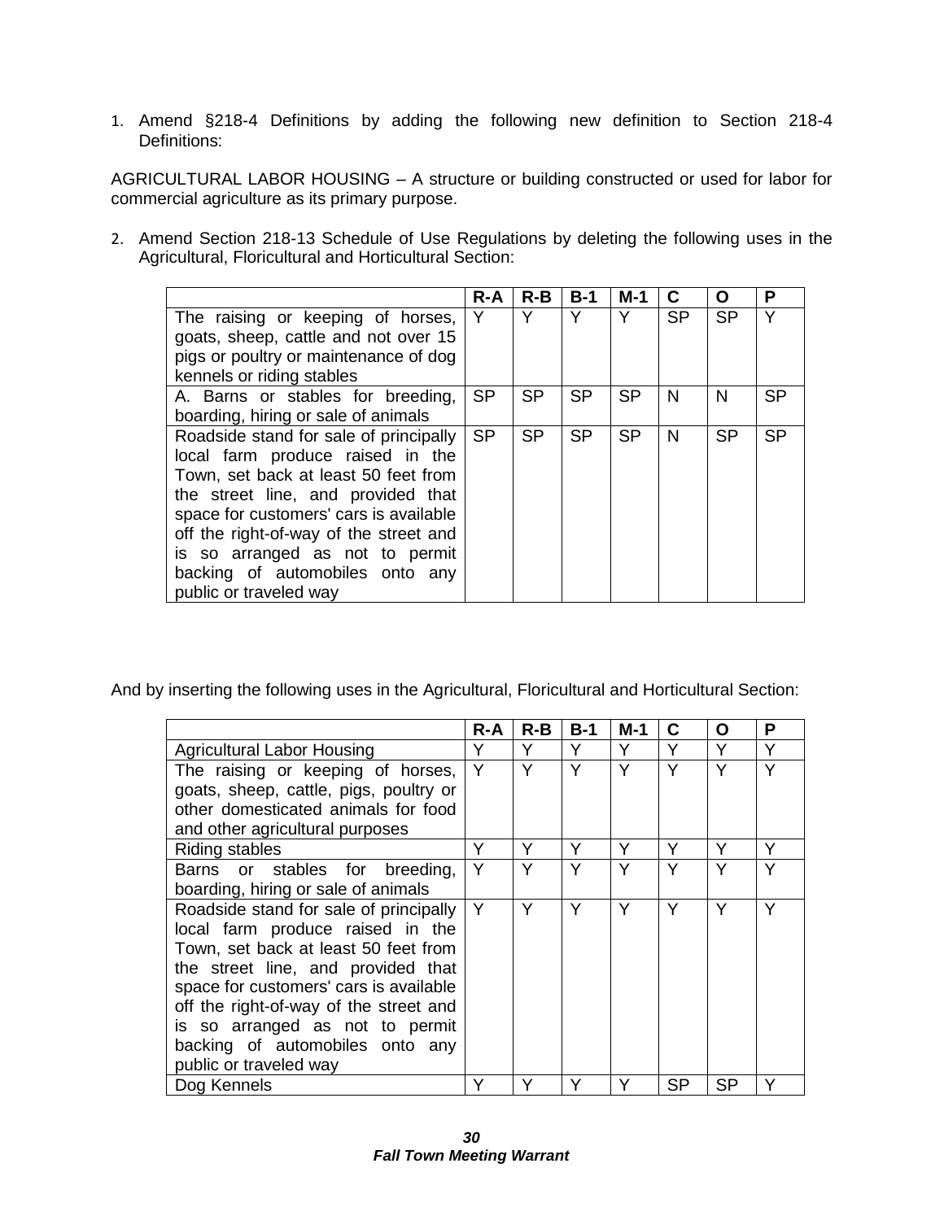1. Amend §218-4 Definitions by adding the following new definition to Section 218-4 Definitions:

AGRICULTURAL LABOR HOUSING – A structure or building constructed or used for labor for commercial agriculture as its primary purpose.

2. Amend Section 218-13 Schedule of Use Regulations by deleting the following uses in the Agricultural, Floricultural and Horticultural Section:

| | R-A | R-B | B-1 | M-1 | C | O | P |
|---|---|---|---|---|---|---|---|
| The raising or keeping of horses, goats, sheep, cattle and not over 15 pigs or poultry or maintenance of dog kennels or riding stables | Y | Y | Y | Y | SP | SP | Y |
| A. Barns or stables for breeding, boarding, hiring or sale of animals | SP | SP | SP | SP | N | N | SP |
| Roadside stand for sale of principally local farm produce raised in the Town, set back at least 50 feet from the street line, and provided that space for customers' cars is available off the right-of-way of the street and is so arranged as not to permit backing of automobiles onto any public or traveled way | SP | SP | SP | SP | N | SP | SP |

And by inserting the following uses in the Agricultural, Floricultural and Horticultural Section:

| | R-A | R-B | B-1 | M-1 | C | O | P |
|---|---|---|---|---|---|---|---|
| Agricultural Labor Housing | Y | Y | Y | Y | Y | Y | Y |
| The raising or keeping of horses, goats, sheep, cattle, pigs, poultry or other domesticated animals for food and other agricultural purposes | Y | Y | Y | Y | Y | Y | Y |
| Riding stables | Y | Y | Y | Y | Y | Y | Y |
| Barns or stables for breeding, boarding, hiring or sale of animals | Y | Y | Y | Y | Y | Y | Y |
| Roadside stand for sale of principally local farm produce raised in the Town, set back at least 50 feet from the street line, and provided that space for customers' cars is available off the right-of-way of the street and is so arranged as not to permit backing of automobiles onto any public or traveled way | Y | Y | Y | Y | Y | Y | Y |
| Dog Kennels | Y | Y | Y | Y | SP | SP | Y |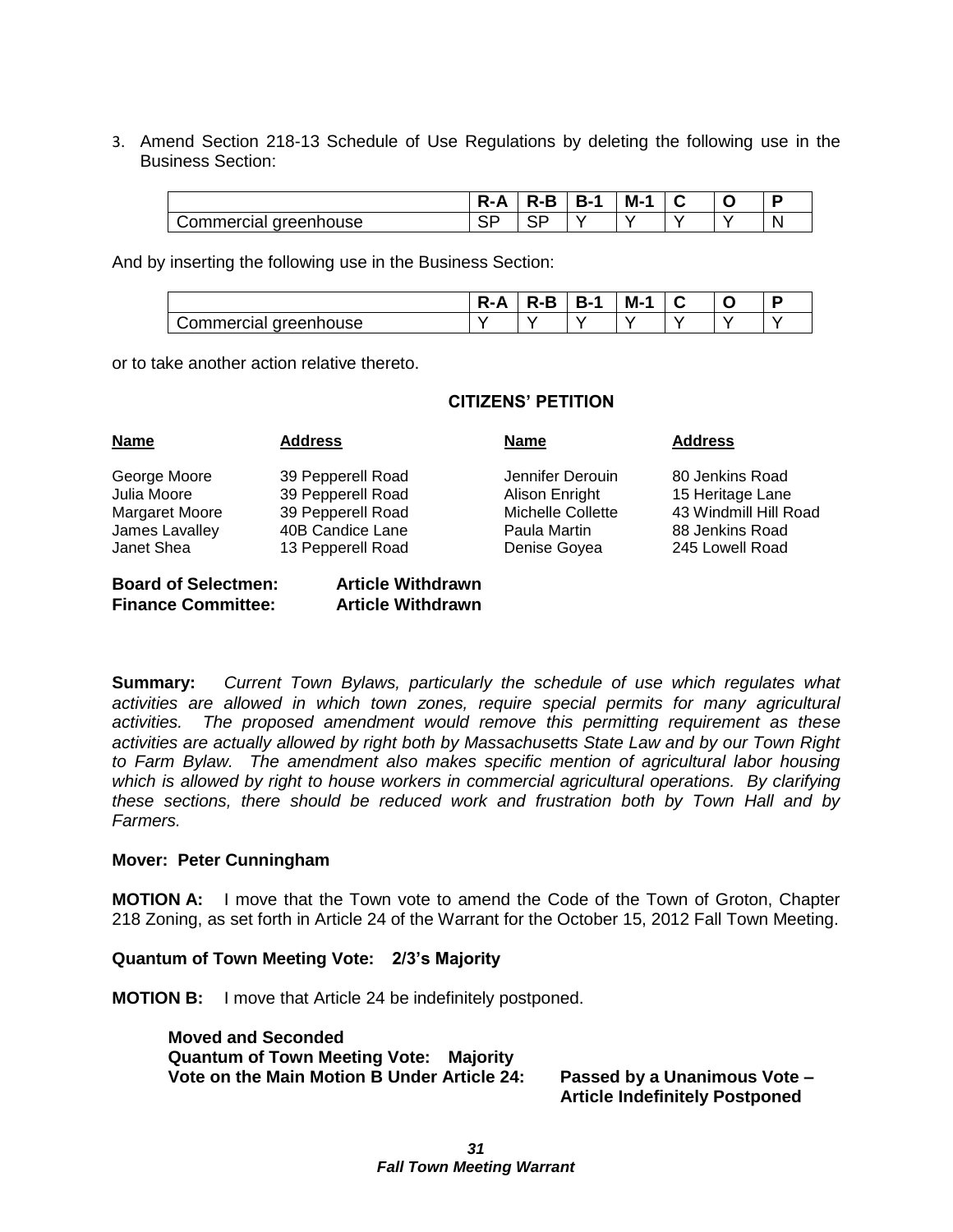3. Amend Section 218-13 Schedule of Use Regulations by deleting the following use in the Business Section:

| | R-A | R-B | B-1 | M-1 | C | O | P |
|---|---|---|---|---|---|---|---|
| Commercial greenhouse | SP | SP | Y | Y | Y | Y | N |

And by inserting the following use in the Business Section:

| | R-A | R-B | B-1 | M-1 | C | O | P |
|---|---|---|---|---|---|---|---|
| Commercial greenhouse | Y | Y | Y | Y | Y | Y | Y |

or to take another action relative thereto.

## CITIZENS' PETITION

| Name | Address | Name | Address |
|---|---|---|---|
| George Moore | 39 Pepperell Road | Jennifer Derouin | 80 Jenkins Road |
| Julia Moore | 39 Pepperell Road | Alison Enright | 15 Heritage Lane |
| Margaret Moore | 39 Pepperell Road | Michelle Collette | 43 Windmill Hill Road |
| James Lavalley | 40B Candice Lane | Paula Martin | 88 Jenkins Road |
| Janet Shea | 13 Pepperell Road | Denise Goyea | 245 Lowell Road |

**Board of Selectmen:** **Article Withdrawn**
**Finance Committee:** **Article Withdrawn**

**Summary:** *Current Town Bylaws, particularly the schedule of use which regulates what activities are allowed in which town zones, require special permits for many agricultural activities. The proposed amendment would remove this permitting requirement as these activities are actually allowed by right both by Massachusetts State Law and by our Town Right to Farm Bylaw. The amendment also makes specific mention of agricultural labor housing which is allowed by right to house workers in commercial agricultural operations. By clarifying these sections, there should be reduced work and frustration both by Town Hall and by Farmers.*

**Mover: Peter Cunningham**

**MOTION A:** I move that the Town vote to amend the Code of the Town of Groton, Chapter 218 Zoning, as set forth in Article 24 of the Warrant for the October 15, 2012 Fall Town Meeting.

**Quantum of Town Meeting Vote: 2/3's Majority**

**MOTION B:** I move that Article 24 be indefinitely postponed.

**Moved and Seconded**
**Quantum of Town Meeting Vote: Majority**
**Vote on the Main Motion B Under Article 24: Passed by a Unanimous Vote – Article Indefinitely Postponed**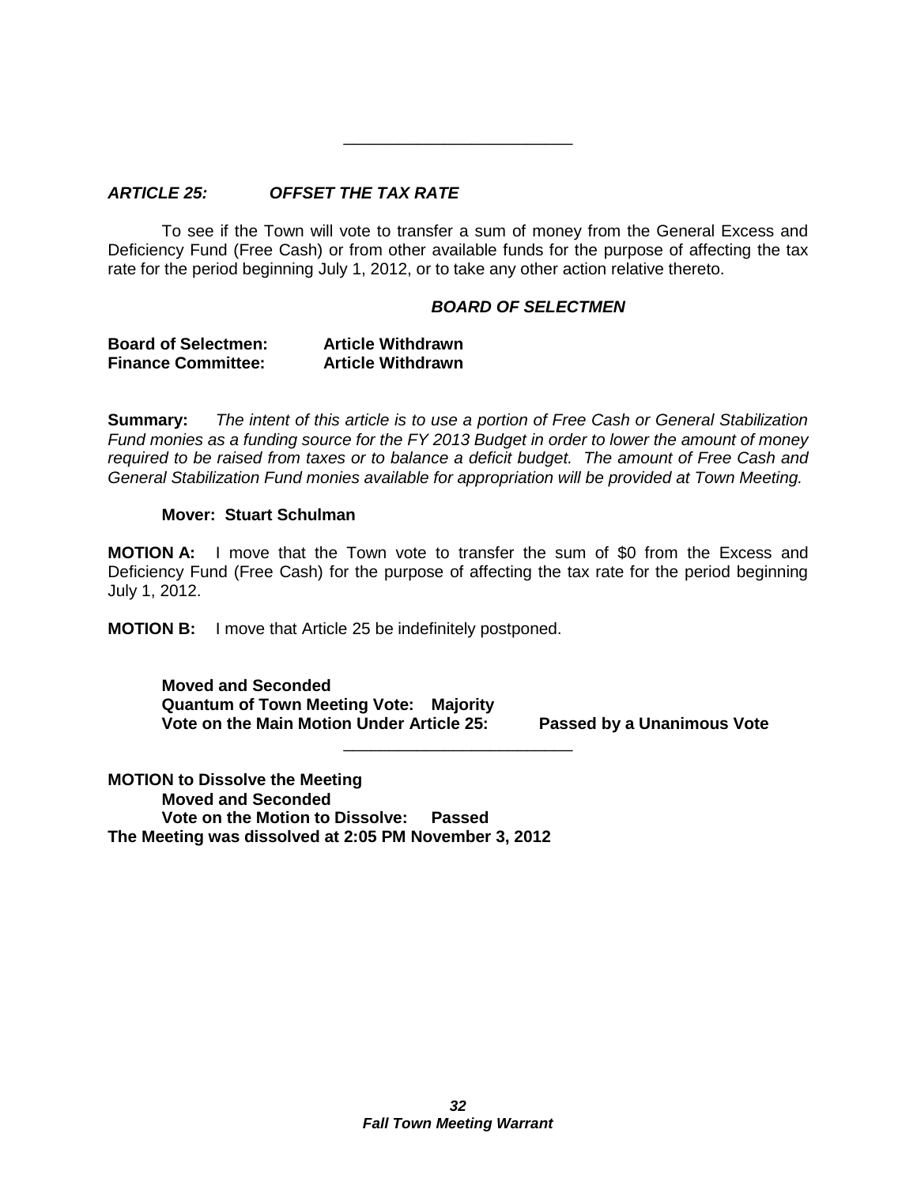---

## *ARTICLE 25: OFFSET THE TAX RATE*

To see if the Town will vote to transfer a sum of money from the General Excess and Deficiency Fund (Free Cash) or from other available funds for the purpose of affecting the tax rate for the period beginning July 1, 2012, or to take any other action relative thereto.

***BOARD OF SELECTMEN***

**Board of Selectmen:** **Article Withdrawn**
**Finance Committee:** **Article Withdrawn**

**Summary:** *The intent of this article is to use a portion of Free Cash or General Stabilization Fund monies as a funding source for the FY 2013 Budget in order to lower the amount of money required to be raised from taxes or to balance a deficit budget. The amount of Free Cash and General Stabilization Fund monies available for appropriation will be provided at Town Meeting.*

**Mover: Stuart Schulman**

**MOTION A:** I move that the Town vote to transfer the sum of $0 from the Excess and Deficiency Fund (Free Cash) for the purpose of affecting the tax rate for the period beginning July 1, 2012.

**MOTION B:** I move that Article 25 be indefinitely postponed.

**Moved and Seconded**
**Quantum of Town Meeting Vote: Majority**
**Vote on the Main Motion Under Article 25: Passed by a Unanimous Vote**

---

**MOTION to Dissolve the Meeting**
**Moved and Seconded**
**Vote on the Motion to Dissolve: Passed**
**The Meeting was dissolved at 2:05 PM November 3, 2012**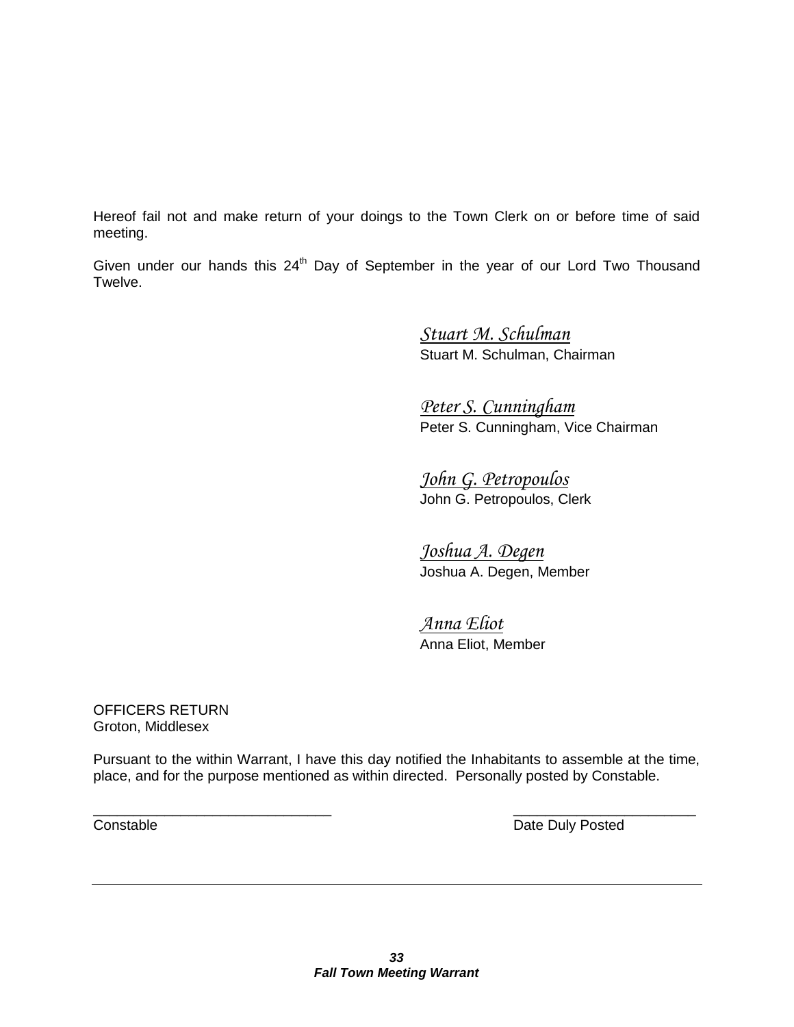Hereof fail not and make return of your doings to the Town Clerk on or before time of said meeting.

Given under our hands this 24th Day of September in the year of our Lord Two Thousand Twelve.

*Stuart M. Schulman*
Stuart M. Schulman, Chairman

*Peter S. Cunningham*
Peter S. Cunningham, Vice Chairman

*John G. Petropoulos*
John G. Petropoulos, Clerk

*Joshua A. Degen*
Joshua A. Degen, Member

*Anna Eliot*
Anna Eliot, Member

OFFICERS RETURN
Groton, Middlesex

Pursuant to the within Warrant, I have this day notified the Inhabitants to assemble at the time, place, and for the purpose mentioned as within directed. Personally posted by Constable.

_______________________________ Constable

________________________ Date Duly Posted